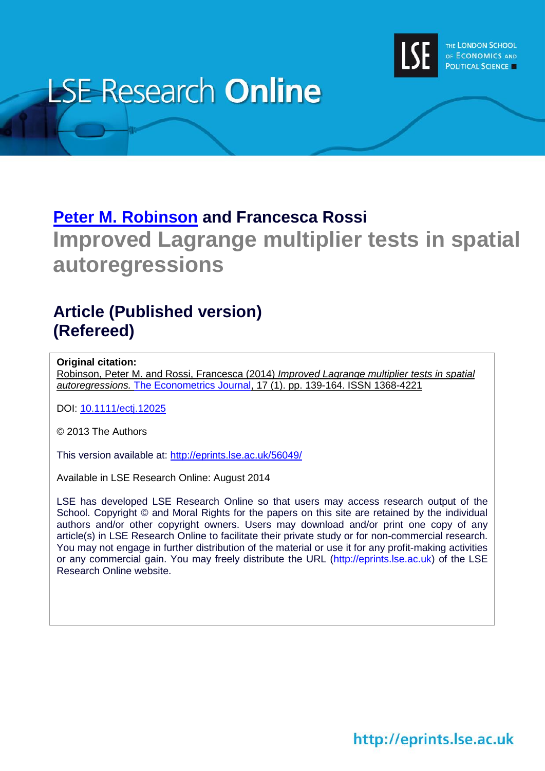LSE Research **Online**

THE LONDON SCHOOL OF ECONOMICS AND POLITICAL SCIENCE

**Peter M. Robinson and Francesca Rossi**

# Improved Lagrange multiplier tests in spatial autoregressions

## Article (Published version) (Refereed)

**Original citation:**
Robinson, Peter M. and Rossi, Francesca (2014) *Improved Lagrange multiplier tests in spatial autoregressions.* The Econometrics Journal, 17 (1). pp. 139-164. ISSN 1368-4221

DOI: 10.1111/ectj.12025

© 2013 The Authors

This version available at: http://eprints.lse.ac.uk/56049/

Available in LSE Research Online: August 2014

LSE has developed LSE Research Online so that users may access research output of the School. Copyright © and Moral Rights for the papers on this site are retained by the individual authors and/or other copyright owners. Users may download and/or print one copy of any article(s) in LSE Research Online to facilitate their private study or for non-commercial research. You may not engage in further distribution of the material or use it for any profit-making activities or any commercial gain. You may freely distribute the URL (http://eprints.lse.ac.uk) of the LSE Research Online website.

http://eprints.lse.ac.uk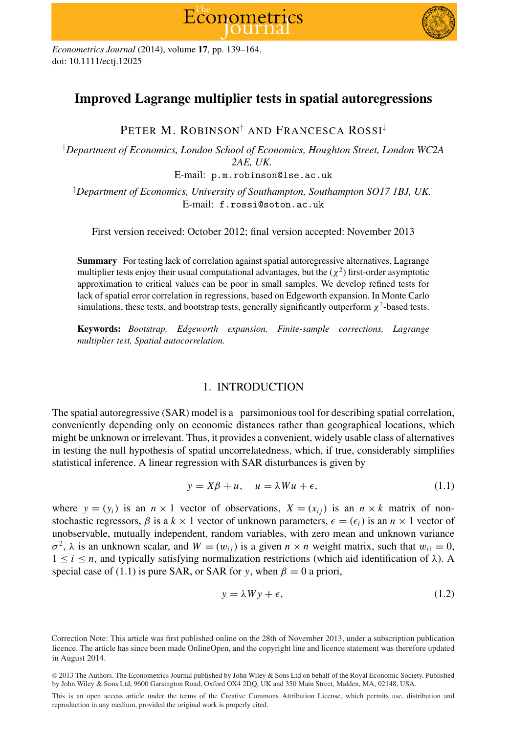# Improved Lagrange multiplier tests in spatial autoregressions

Peter M. Robinson[†] and Francesca Rossi[‡]

[†]*Department of Economics, London School of Economics, Houghton Street, London WC2A 2AE, UK.*
E-mail: p.m.robinson@lse.ac.uk

[‡]*Department of Economics, University of Southampton, Southampton SO17 1BJ, UK.*
E-mail: f.rossi@soton.ac.uk

First version received: October 2012; final version accepted: November 2013

**Summary** For testing lack of correlation against spatial autoregressive alternatives, Lagrange multiplier tests enjoy their usual computational advantages, but the ($\chi^2$) first-order asymptotic approximation to critical values can be poor in small samples. We develop refined tests for lack of spatial error correlation in regressions, based on Edgeworth expansion. In Monte Carlo simulations, these tests, and bootstrap tests, generally significantly outperform $\chi^2$-based tests.

**Keywords:** *Bootstrap, Edgeworth expansion, Finite-sample corrections, Lagrange multiplier test, Spatial autocorrelation.*

## 1. INTRODUCTION

The spatial autoregressive (SAR) model is a parsimonious tool for describing spatial correlation, conveniently depending only on economic distances rather than geographical locations, which might be unknown or irrelevant. Thus, it provides a convenient, widely usable class of alternatives in testing the null hypothesis of spatial uncorrelatedness, which, if true, considerably simplifies statistical inference. A linear regression with SAR disturbances is given by

$$y = X\beta + u, \quad u = \lambda W u + \epsilon, \tag{1.1}$$

where $y = (y_i)$ is an $n \times 1$ vector of observations, $X = (x_{ij})$ is an $n \times k$ matrix of non-stochastic regressors, $\beta$ is a $k \times 1$ vector of unknown parameters, $\epsilon = (\epsilon_i)$ is an $n \times 1$ vector of unobservable, mutually independent, random variables, with zero mean and unknown variance $\sigma^2$, $\lambda$ is an unknown scalar, and $W = (w_{ij})$ is a given $n \times n$ weight matrix, such that $w_{ii} = 0$, $1 \le i \le n$, and typically satisfying normalization restrictions (which aid identification of $\lambda$). A special case of (1.1) is pure SAR, or SAR for $y$, when $\beta = 0$ a priori,

$$y = \lambda W y + \epsilon, \tag{1.2}$$

Correction Note: This article was first published online on the 28th of November 2013, under a subscription publication licence. The article has since been made OnlineOpen, and the copyright line and licence statement was therefore updated in August 2014.

© 2013 The Authors. The Econometrics Journal published by John Wiley & Sons Ltd on behalf of the Royal Economic Society. Published by John Wiley & Sons Ltd, 9600 Garsington Road, Oxford OX4 2DQ, UK and 350 Main Street, Malden, MA, 02148, USA.

This is an open access article under the terms of the Creative Commons Attribution License, which permits use, distribution and reproduction in any medium, provided the original work is properly cited.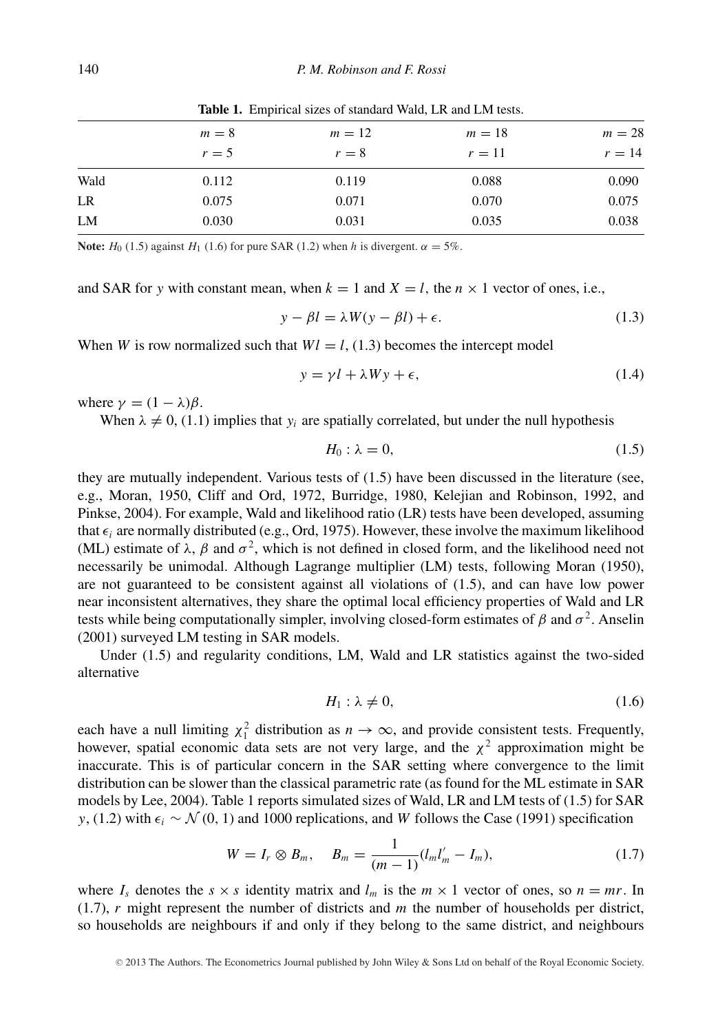**Table 1.** Empirical sizes of standard Wald, LR and LM tests.

| | $m = 8$ $r = 5$ | $m = 12$ $r = 8$ | $m = 18$ $r = 11$ | $m = 28$ $r = 14$ |
|---|---|---|---|---|
| Wald | 0.112 | 0.119 | 0.088 | 0.090 |
| LR | 0.075 | 0.071 | 0.070 | 0.075 |
| LM | 0.030 | 0.031 | 0.035 | 0.038 |

**Note:** $H_0$ (1.5) against $H_1$ (1.6) for pure SAR (1.2) when $h$ is divergent. $\alpha = 5\%$.

and SAR for $y$ with constant mean, when $k = 1$ and $X = l$, the $n \times 1$ vector of ones, i.e.,

$$y - \beta l = \lambda W(y - \beta l) + \epsilon. \tag{1.3}$$

When $W$ is row normalized such that $Wl = l$, (1.3) becomes the intercept model

$$y = \gamma l + \lambda W y + \epsilon, \tag{1.4}$$

where $\gamma = (1 - \lambda)\beta$.

When $\lambda \neq 0$, (1.1) implies that $y_i$ are spatially correlated, but under the null hypothesis

$$H_0 : \lambda = 0, \tag{1.5}$$

they are mutually independent. Various tests of (1.5) have been discussed in the literature (see, e.g., Moran, 1950, Cliff and Ord, 1972, Burridge, 1980, Kelejian and Robinson, 1992, and Pinkse, 2004). For example, Wald and likelihood ratio (LR) tests have been developed, assuming that $\epsilon_i$ are normally distributed (e.g., Ord, 1975). However, these involve the maximum likelihood (ML) estimate of $\lambda$, $\beta$ and $\sigma^2$, which is not defined in closed form, and the likelihood need not necessarily be unimodal. Although Lagrange multiplier (LM) tests, following Moran (1950), are not guaranteed to be consistent against all violations of (1.5), and can have low power near inconsistent alternatives, they share the optimal local efficiency properties of Wald and LR tests while being computationally simpler, involving closed-form estimates of $\beta$ and $\sigma^2$. Anselin (2001) surveyed LM testing in SAR models.

Under (1.5) and regularity conditions, LM, Wald and LR statistics against the two-sided alternative

$$H_1 : \lambda \neq 0, \tag{1.6}$$

each have a null limiting $\chi_1^2$ distribution as $n \to \infty$, and provide consistent tests. Frequently, however, spatial economic data sets are not very large, and the $\chi^2$ approximation might be inaccurate. This is of particular concern in the SAR setting where convergence to the limit distribution can be slower than the classical parametric rate (as found for the ML estimate in SAR models by Lee, 2004). Table 1 reports simulated sizes of Wald, LR and LM tests of (1.5) for SAR $y$, (1.2) with $\epsilon_i \sim \mathcal{N}(0, 1)$ and 1000 replications, and $W$ follows the Case (1991) specification

$$W = I_r \otimes B_m, \quad B_m = \frac{1}{(m-1)}(l_m l_m' - I_m), \tag{1.7}$$

where $I_s$ denotes the $s \times s$ identity matrix and $l_m$ is the $m \times 1$ vector of ones, so $n = mr$. In (1.7), $r$ might represent the number of districts and $m$ the number of households per district, so households are neighbours if and only if they belong to the same district, and neighbours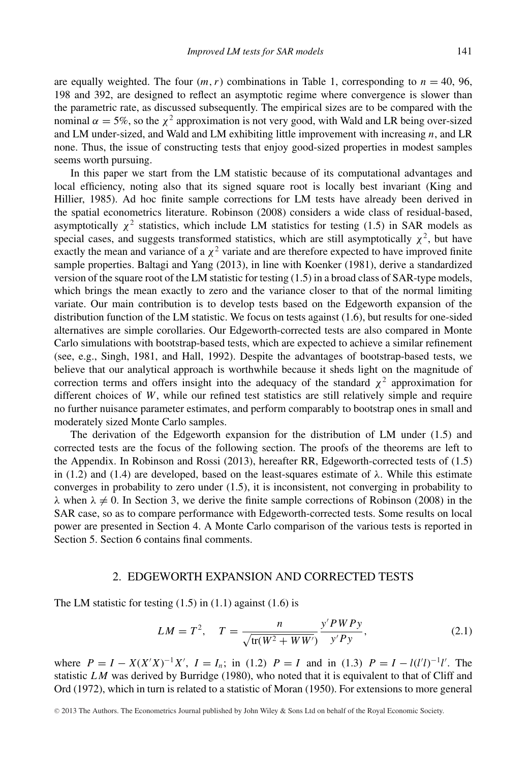are equally weighted. The four $(m, r)$ combinations in Table 1, corresponding to $n = 40$, 96, 198 and 392, are designed to reflect an asymptotic regime where convergence is slower than the parametric rate, as discussed subsequently. The empirical sizes are to be compared with the nominal $\alpha = 5\%$, so the $\chi^2$ approximation is not very good, with Wald and LR being over-sized and LM under-sized, and Wald and LM exhibiting little improvement with increasing $n$, and LR none. Thus, the issue of constructing tests that enjoy good-sized properties in modest samples seems worth pursuing.

In this paper we start from the LM statistic because of its computational advantages and local efficiency, noting also that its signed square root is locally best invariant (King and Hillier, 1985). Ad hoc finite sample corrections for LM tests have already been derived in the spatial econometrics literature. Robinson (2008) considers a wide class of residual-based, asymptotically $\chi^2$ statistics, which include LM statistics for testing (1.5) in SAR models as special cases, and suggests transformed statistics, which are still asymptotically $\chi^2$, but have exactly the mean and variance of a $\chi^2$ variate and are therefore expected to have improved finite sample properties. Baltagi and Yang (2013), in line with Koenker (1981), derive a standardized version of the square root of the LM statistic for testing (1.5) in a broad class of SAR-type models, which brings the mean exactly to zero and the variance closer to that of the normal limiting variate. Our main contribution is to develop tests based on the Edgeworth expansion of the distribution function of the LM statistic. We focus on tests against (1.6), but results for one-sided alternatives are simple corollaries. Our Edgeworth-corrected tests are also compared in Monte Carlo simulations with bootstrap-based tests, which are expected to achieve a similar refinement (see, e.g., Singh, 1981, and Hall, 1992). Despite the advantages of bootstrap-based tests, we believe that our analytical approach is worthwhile because it sheds light on the magnitude of correction terms and offers insight into the adequacy of the standard $\chi^2$ approximation for different choices of $W$, while our refined test statistics are still relatively simple and require no further nuisance parameter estimates, and perform comparably to bootstrap ones in small and moderately sized Monte Carlo samples.

The derivation of the Edgeworth expansion for the distribution of LM under (1.5) and corrected tests are the focus of the following section. The proofs of the theorems are left to the Appendix. In Robinson and Rossi (2013), hereafter RR, Edgeworth-corrected tests of (1.5) in (1.2) and (1.4) are developed, based on the least-squares estimate of $\lambda$. While this estimate converges in probability to zero under (1.5), it is inconsistent, not converging in probability to $\lambda$ when $\lambda \neq 0$. In Section 3, we derive the finite sample corrections of Robinson (2008) in the SAR case, so as to compare performance with Edgeworth-corrected tests. Some results on local power are presented in Section 4. A Monte Carlo comparison of the various tests is reported in Section 5. Section 6 contains final comments.

## 2. EDGEWORTH EXPANSION AND CORRECTED TESTS

The LM statistic for testing (1.5) in (1.1) against (1.6) is

$$LM = T^2, \quad T = \frac{n}{\sqrt{\operatorname{tr}(W^2 + WW')}} \frac{y'PWPy}{y'Py}, \tag{2.1}$$

where $P = I - X(X'X)^{-1}X'$, $I = I_n$; in (1.2) $P = I$ and in (1.3) $P = I - l(l'l)^{-1}l'$. The statistic $LM$ was derived by Burridge (1980), who noted that it is equivalent to that of Cliff and Ord (1972), which in turn is related to a statistic of Moran (1950). For extensions to more general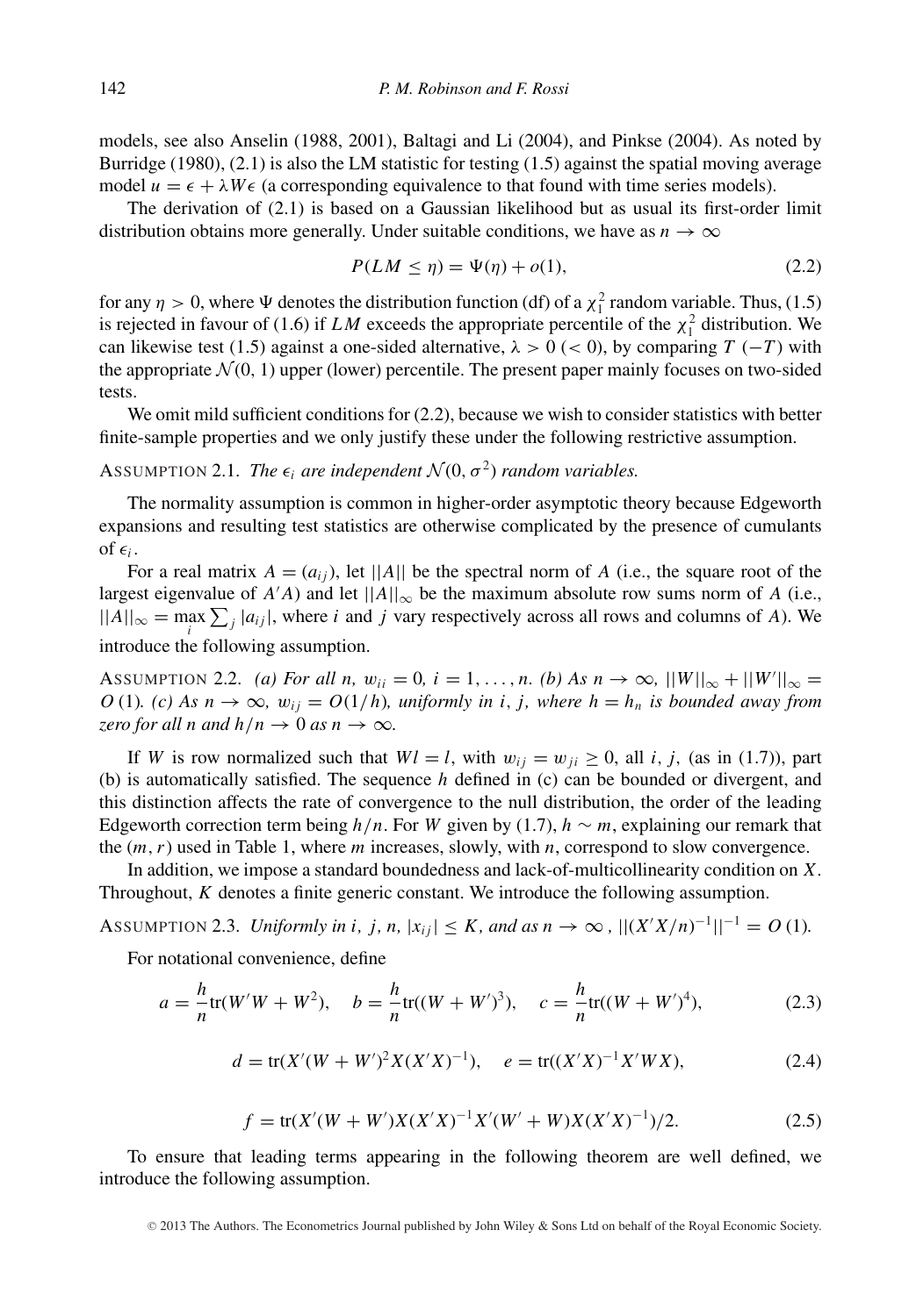models, see also Anselin (1988, 2001), Baltagi and Li (2004), and Pinkse (2004). As noted by Burridge (1980), (2.1) is also the LM statistic for testing (1.5) against the spatial moving average model $u = \epsilon + \lambda W \epsilon$ (a corresponding equivalence to that found with time series models).

The derivation of (2.1) is based on a Gaussian likelihood but as usual its first-order limit distribution obtains more generally. Under suitable conditions, we have as $n \to \infty$

$$P(LM \leq \eta) = \Psi(\eta) + o(1), \tag{2.2}$$

for any $\eta > 0$, where $\Psi$ denotes the distribution function (df) of a $\chi_1^2$ random variable. Thus, (1.5) is rejected in favour of (1.6) if $LM$ exceeds the appropriate percentile of the $\chi_1^2$ distribution. We can likewise test (1.5) against a one-sided alternative, $\lambda > 0$ ($< 0$), by comparing $T$ ($-T$) with the appropriate $\mathcal{N}(0, 1)$ upper (lower) percentile. The present paper mainly focuses on two-sided tests.

We omit mild sufficient conditions for (2.2), because we wish to consider statistics with better finite-sample properties and we only justify these under the following restrictive assumption.

ASSUMPTION 2.1. *The $\epsilon_i$ are independent $\mathcal{N}(0, \sigma^2)$ random variables.*

The normality assumption is common in higher-order asymptotic theory because Edgeworth expansions and resulting test statistics are otherwise complicated by the presence of cumulants of $\epsilon_i$.

For a real matrix $A = (a_{ij})$, let $||A||$ be the spectral norm of $A$ (i.e., the square root of the largest eigenvalue of $A'A$) and let $||A||_\infty$ be the maximum absolute row sums norm of $A$ (i.e., $||A||_\infty = \max_i \sum_j |a_{ij}|$, where $i$ and $j$ vary respectively across all rows and columns of $A$). We introduce the following assumption.

ASSUMPTION 2.2. *(a) For all $n$, $w_{ii} = 0$, $i = 1, \ldots, n$. (b) As $n \to \infty$, $||W||_\infty + ||W'||_\infty = O(1)$. (c) As $n \to \infty$, $w_{ij} = O(1/h)$, uniformly in $i$, $j$, where $h = h_n$ is bounded away from zero for all $n$ and $h/n \to 0$ as $n \to \infty$.*

If $W$ is row normalized such that $Wl = l$, with $w_{ij} = w_{ji} \geq 0$, all $i$, $j$, (as in (1.7)), part (b) is automatically satisfied. The sequence $h$ defined in (c) can be bounded or divergent, and this distinction affects the rate of convergence to the null distribution, the order of the leading Edgeworth correction term being $h/n$. For $W$ given by (1.7), $h \sim m$, explaining our remark that the $(m, r)$ used in Table 1, where $m$ increases, slowly, with $n$, correspond to slow convergence.

In addition, we impose a standard boundedness and lack-of-multicollinearity condition on $X$. Throughout, $K$ denotes a finite generic constant. We introduce the following assumption.

ASSUMPTION 2.3. *Uniformly in $i$, $j$, $n$, $|x_{ij}| \leq K$, and as $n \to \infty$, $||(X'X/n)^{-1}||^{-1} = O(1)$.*

For notational convenience, define

$$a = \frac{h}{n}\mathrm{tr}(W'W + W^2), \quad b = \frac{h}{n}\mathrm{tr}((W + W')^3), \quad c = \frac{h}{n}\mathrm{tr}((W + W')^4), \tag{2.3}$$

$$d = \mathrm{tr}(X'(W + W')^2 X(X'X)^{-1}), \quad e = \mathrm{tr}((X'X)^{-1}X'WX), \tag{2.4}$$

$$f = \mathrm{tr}(X'(W + W')X(X'X)^{-1}X'(W' + W)X(X'X)^{-1})/2. \tag{2.5}$$

To ensure that leading terms appearing in the following theorem are well defined, we introduce the following assumption.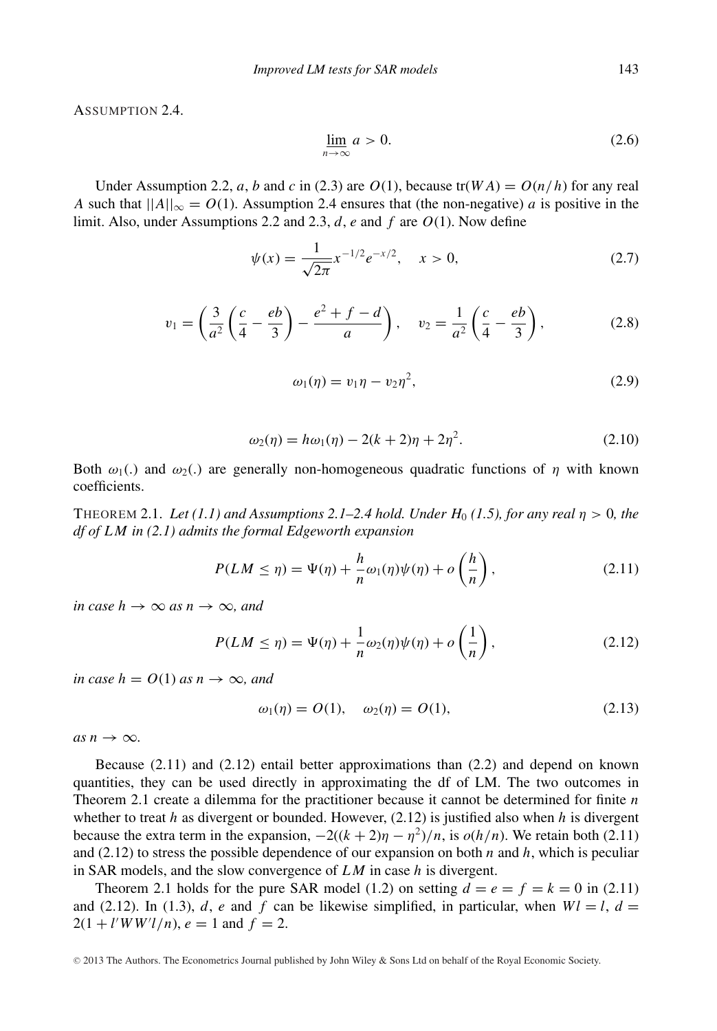ASSUMPTION 2.4.

$$\underline{\lim}_{n\to\infty}\, a > 0. \tag{2.6}$$

Under Assumption 2.2, $a$, $b$ and $c$ in (2.3) are $O(1)$, because $\mathrm{tr}(WA) = O(n/h)$ for any real $A$ such that $||A||_\infty = O(1)$. Assumption 2.4 ensures that (the non-negative) $a$ is positive in the limit. Also, under Assumptions 2.2 and 2.3, $d$, $e$ and $f$ are $O(1)$. Now define

$$\psi(x) = \frac{1}{\sqrt{2\pi}} x^{-1/2} e^{-x/2}, \quad x > 0, \tag{2.7}$$

$$v_1 = \left( \frac{3}{a^2}\left(\frac{c}{4} - \frac{eb}{3}\right) - \frac{e^2 + f - d}{a} \right), \quad v_2 = \frac{1}{a^2}\left(\frac{c}{4} - \frac{eb}{3}\right), \tag{2.8}$$

$$\omega_1(\eta) = v_1 \eta - v_2 \eta^2, \tag{2.9}$$

$$\omega_2(\eta) = h\omega_1(\eta) - 2(k+2)\eta + 2\eta^2. \tag{2.10}$$

Both $\omega_1(.)$ and $\omega_2(.)$ are generally non-homogeneous quadratic functions of $\eta$ with known coefficients.

THEOREM 2.1. *Let (1.1) and Assumptions 2.1–2.4 hold. Under $H_0$ (1.5), for any real $\eta > 0$, the df of $LM$ in (2.1) admits the formal Edgeworth expansion*

$$P(LM \leq \eta) = \Psi(\eta) + \frac{h}{n}\omega_1(\eta)\psi(\eta) + o\left(\frac{h}{n}\right), \tag{2.11}$$

*in case $h \to \infty$ as $n \to \infty$, and*

$$P(LM \leq \eta) = \Psi(\eta) + \frac{1}{n}\omega_2(\eta)\psi(\eta) + o\left(\frac{1}{n}\right), \tag{2.12}$$

*in case $h = O(1)$ as $n \to \infty$, and*

$$\omega_1(\eta) = O(1), \quad \omega_2(\eta) = O(1), \tag{2.13}$$

*as $n \to \infty$.*

Because (2.11) and (2.12) entail better approximations than (2.2) and depend on known quantities, they can be used directly in approximating the df of LM. The two outcomes in Theorem 2.1 create a dilemma for the practitioner because it cannot be determined for finite $n$ whether to treat $h$ as divergent or bounded. However, (2.12) is justified also when $h$ is divergent because the extra term in the expansion, $-2((k+2)\eta - \eta^2)/n$, is $o(h/n)$. We retain both (2.11) and (2.12) to stress the possible dependence of our expansion on both $n$ and $h$, which is peculiar in SAR models, and the slow convergence of $LM$ in case $h$ is divergent.

Theorem 2.1 holds for the pure SAR model (1.2) on setting $d = e = f = k = 0$ in (2.11) and (2.12). In (1.3), $d$, $e$ and $f$ can be likewise simplified, in particular, when $Wl = l$, $d = 2(1 + l'WW'l/n)$, $e = 1$ and $f = 2$.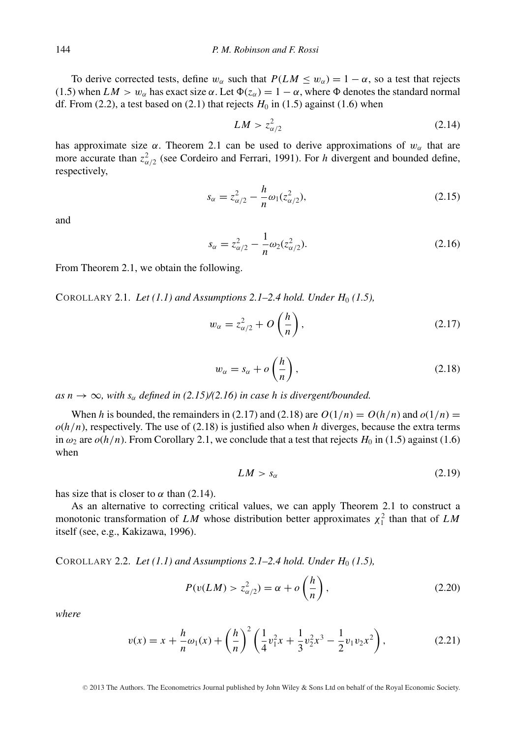To derive corrected tests, define $w_\alpha$ such that $P(LM \leq w_\alpha) = 1 - \alpha$, so a test that rejects (1.5) when $LM > w_\alpha$ has exact size $\alpha$. Let $\Phi(z_\alpha) = 1 - \alpha$, where $\Phi$ denotes the standard normal df. From (2.2), a test based on (2.1) that rejects $H_0$ in (1.5) against (1.6) when

$$LM > z_{\alpha/2}^2 \tag{2.14}$$

has approximate size $\alpha$. Theorem 2.1 can be used to derive approximations of $w_\alpha$ that are more accurate than $z_{\alpha/2}^2$ (see Cordeiro and Ferrari, 1991). For $h$ divergent and bounded define, respectively,

$$s_\alpha = z_{\alpha/2}^2 - \frac{h}{n}\omega_1(z_{\alpha/2}^2), \tag{2.15}$$

and

$$s_\alpha = z_{\alpha/2}^2 - \frac{1}{n}\omega_2(z_{\alpha/2}^2). \tag{2.16}$$

From Theorem 2.1, we obtain the following.

COROLLARY 2.1. *Let (1.1) and Assumptions 2.1–2.4 hold. Under $H_0$ (1.5),*

$$w_\alpha = z_{\alpha/2}^2 + O\left(\frac{h}{n}\right), \tag{2.17}$$

$$w_\alpha = s_\alpha + o\left(\frac{h}{n}\right), \tag{2.18}$$

*as $n \to \infty$, with $s_\alpha$ defined in (2.15)/(2.16) in case $h$ is divergent/bounded.*

When $h$ is bounded, the remainders in (2.17) and (2.18) are $O(1/n) = O(h/n)$ and $o(1/n) = o(h/n)$, respectively. The use of (2.18) is justified also when $h$ diverges, because the extra terms in $\omega_2$ are $o(h/n)$. From Corollary 2.1, we conclude that a test that rejects $H_0$ in (1.5) against (1.6) when

$$LM > s_\alpha \tag{2.19}$$

has size that is closer to $\alpha$ than (2.14).

As an alternative to correcting critical values, we can apply Theorem 2.1 to construct a monotonic transformation of $LM$ whose distribution better approximates $\chi_1^2$ than that of $LM$ itself (see, e.g., Kakizawa, 1996).

COROLLARY 2.2. *Let (1.1) and Assumptions 2.1–2.4 hold. Under $H_0$ (1.5),*

$$P(v(LM) > z_{\alpha/2}^2) = \alpha + o\left(\frac{h}{n}\right), \tag{2.20}$$

*where*

$$v(x) = x + \frac{h}{n}\omega_1(x) + \left(\frac{h}{n}\right)^2 \left(\frac{1}{4}v_1^2 x + \frac{1}{3}v_2^2 x^3 - \frac{1}{2}v_1 v_2 x^2\right), \tag{2.21}$$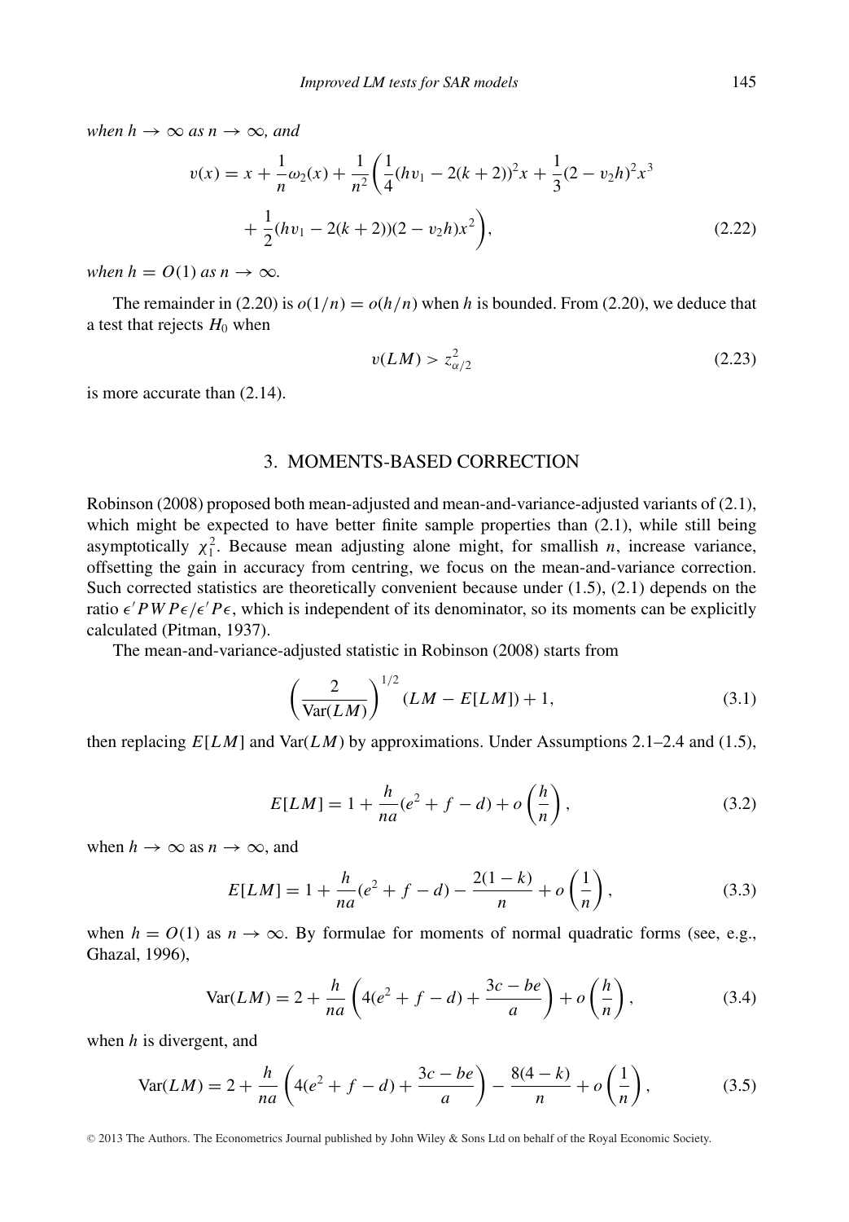*when $h \to \infty$ as $n \to \infty$, and*

$$v(x) = x + \frac{1}{n}\omega_2(x) + \frac{1}{n^2}\left(\frac{1}{4}(hv_1 - 2(k+2))^2 x + \frac{1}{3}(2 - v_2 h)^2 x^3 + \frac{1}{2}(hv_1 - 2(k+2))(2 - v_2 h)x^2\right), \tag{2.22}$$

*when $h = O(1)$ as $n \to \infty$.*

The remainder in (2.20) is $o(1/n) = o(h/n)$ when $h$ is bounded. From (2.20), we deduce that a test that rejects $H_0$ when

$$v(LM) > z^2_{\alpha/2} \tag{2.23}$$

is more accurate than (2.14).

## 3. MOMENTS-BASED CORRECTION

Robinson (2008) proposed both mean-adjusted and mean-and-variance-adjusted variants of (2.1), which might be expected to have better finite sample properties than (2.1), while still being asymptotically $\chi^2_1$. Because mean adjusting alone might, for smallish $n$, increase variance, offsetting the gain in accuracy from centring, we focus on the mean-and-variance correction. Such corrected statistics are theoretically convenient because under (1.5), (2.1) depends on the ratio $\epsilon' PWP\epsilon/\epsilon' P\epsilon$, which is independent of its denominator, so its moments can be explicitly calculated (Pitman, 1937).

The mean-and-variance-adjusted statistic in Robinson (2008) starts from

$$\left(\frac{2}{\mathrm{Var}(LM)}\right)^{1/2}(LM - E[LM]) + 1, \tag{3.1}$$

then replacing $E[LM]$ and $\mathrm{Var}(LM)$ by approximations. Under Assumptions 2.1–2.4 and (1.5),

$$E[LM] = 1 + \frac{h}{na}(e^2 + f - d) + o\left(\frac{h}{n}\right), \tag{3.2}$$

when $h \to \infty$ as $n \to \infty$, and

$$E[LM] = 1 + \frac{h}{na}(e^2 + f - d) - \frac{2(1-k)}{n} + o\left(\frac{1}{n}\right), \tag{3.3}$$

when $h = O(1)$ as $n \to \infty$. By formulae for moments of normal quadratic forms (see, e.g., Ghazal, 1996),

$$\mathrm{Var}(LM) = 2 + \frac{h}{na}\left(4(e^2 + f - d) + \frac{3c - be}{a}\right) + o\left(\frac{h}{n}\right), \tag{3.4}$$

when $h$ is divergent, and

$$\mathrm{Var}(LM) = 2 + \frac{h}{na}\left(4(e^2 + f - d) + \frac{3c - be}{a}\right) - \frac{8(4-k)}{n} + o\left(\frac{1}{n}\right), \tag{3.5}$$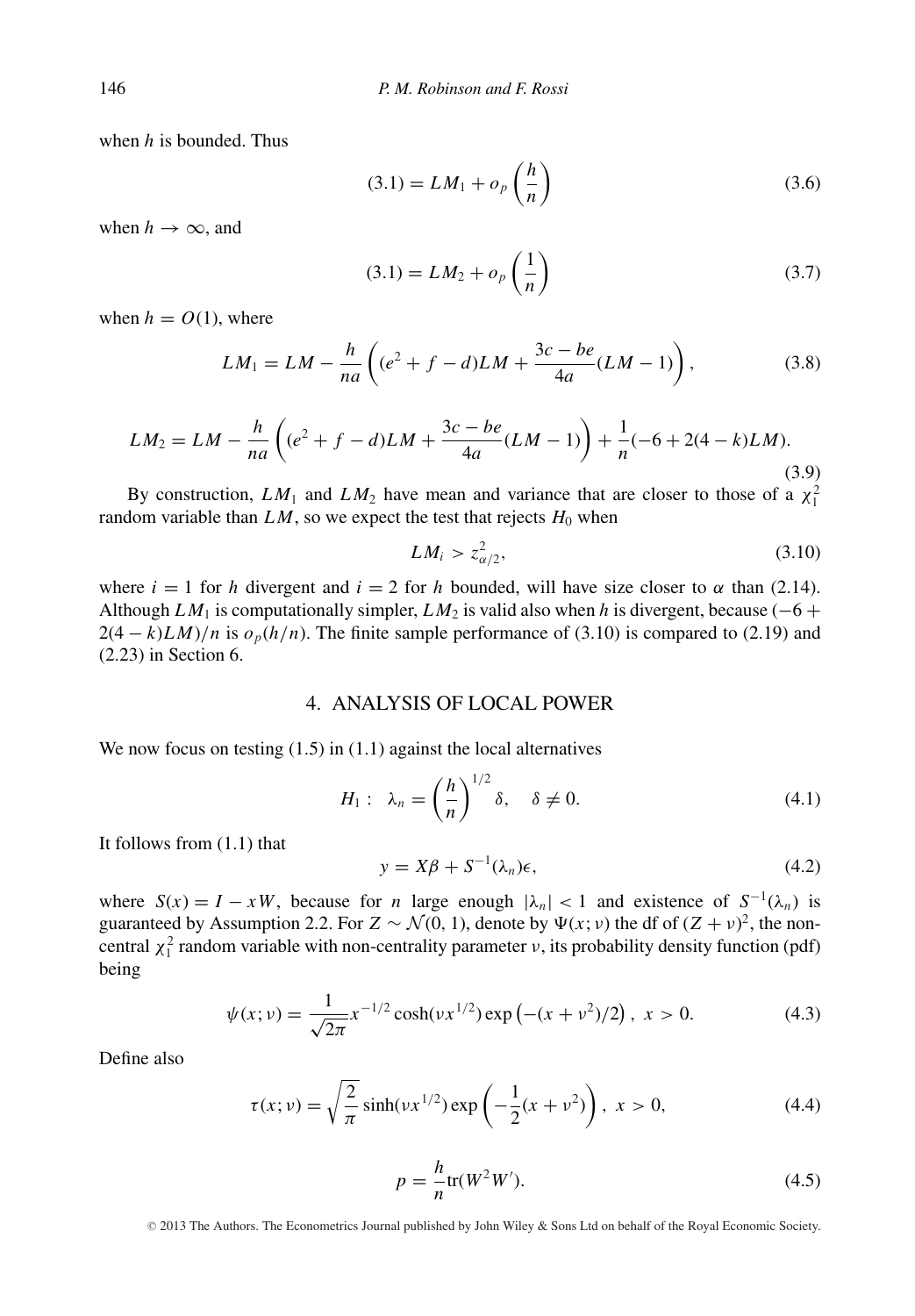when $h$ is bounded. Thus

$$(3.1) = LM_1 + o_p\left(\frac{h}{n}\right) \tag{3.6}$$

when $h \to \infty$, and

$$(3.1) = LM_2 + o_p\left(\frac{1}{n}\right) \tag{3.7}$$

when $h = O(1)$, where

$$LM_1 = LM - \frac{h}{na}\left((e^2 + f - d)LM + \frac{3c - be}{4a}(LM - 1)\right), \tag{3.8}$$

$$LM_2 = LM - \frac{h}{na}\left((e^2 + f - d)LM + \frac{3c - be}{4a}(LM - 1)\right) + \frac{1}{n}(-6 + 2(4 - k)LM). \tag{3.9}$$

By construction, $LM_1$ and $LM_2$ have mean and variance that are closer to those of a $\chi_1^2$ random variable than $LM$, so we expect the test that rejects $H_0$ when

$$LM_i > z_{\alpha/2}^2, \tag{3.10}$$

where $i = 1$ for $h$ divergent and $i = 2$ for $h$ bounded, will have size closer to $\alpha$ than (2.14). Although $LM_1$ is computationally simpler, $LM_2$ is valid also when $h$ is divergent, because $(-6 + 2(4 - k)LM)/n$ is $o_p(h/n)$. The finite sample performance of (3.10) is compared to (2.19) and (2.23) in Section 6.

## 4. ANALYSIS OF LOCAL POWER

We now focus on testing (1.5) in (1.1) against the local alternatives

$$H_1: \ \lambda_n = \left(\frac{h}{n}\right)^{1/2}\delta, \quad \delta \neq 0. \tag{4.1}$$

It follows from (1.1) that

$$y = X\beta + S^{-1}(\lambda_n)\epsilon, \tag{4.2}$$

where $S(x) = I - xW$, because for $n$ large enough $|\lambda_n| < 1$ and existence of $S^{-1}(\lambda_n)$ is guaranteed by Assumption 2.2. For $Z \sim \mathcal{N}(0, 1)$, denote by $\Psi(x; \nu)$ the df of $(Z + \nu)^2$, the non-central $\chi_1^2$ random variable with non-centrality parameter $\nu$, its probability density function (pdf) being

$$\psi(x; \nu) = \frac{1}{\sqrt{2\pi}} x^{-1/2} \cosh(\nu x^{1/2}) \exp\left(-(x + \nu^2)/2\right), \ x > 0. \tag{4.3}$$

Define also

$$\tau(x; \nu) = \sqrt{\frac{2}{\pi}} \sinh(\nu x^{1/2}) \exp\left(-\frac{1}{2}(x + \nu^2)\right), \ x > 0, \tag{4.4}$$

$$p = \frac{h}{n}\mathrm{tr}(W^2 W'). \tag{4.5}$$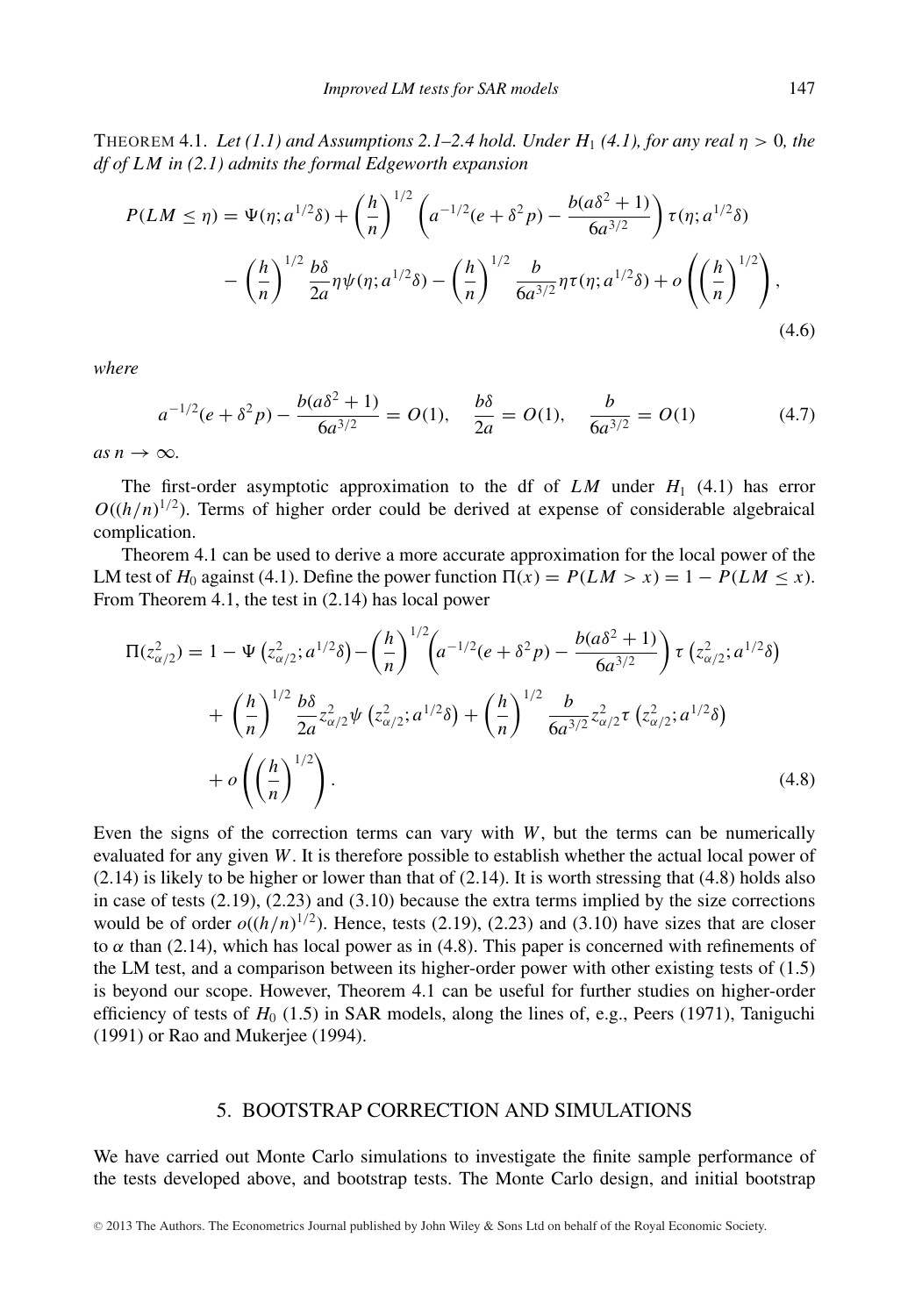THEOREM 4.1. *Let (1.1) and Assumptions 2.1–2.4 hold. Under $H_1$ (4.1), for any real $\eta > 0$, the df of $LM$ in (2.1) admits the formal Edgeworth expansion*

$$
\begin{aligned}
P(LM \leq \eta) = \Psi(\eta; a^{1/2}\delta) &+ \left(\frac{h}{n}\right)^{1/2} \left(a^{-1/2}(e + \delta^2 p) - \frac{b(a\delta^2 + 1)}{6a^{3/2}}\right) \tau(\eta; a^{1/2}\delta) \\
&- \left(\frac{h}{n}\right)^{1/2} \frac{b\delta}{2a} \eta \psi(\eta; a^{1/2}\delta) - \left(\frac{h}{n}\right)^{1/2} \frac{b}{6a^{3/2}} \eta \tau(\eta; a^{1/2}\delta) + o\left(\left(\frac{h}{n}\right)^{1/2}\right),
\end{aligned}
\tag{4.6}
$$

*where*

$$
a^{-1/2}(e + \delta^2 p) - \frac{b(a\delta^2 + 1)}{6a^{3/2}} = O(1), \quad \frac{b\delta}{2a} = O(1), \quad \frac{b}{6a^{3/2}} = O(1) \tag{4.7}
$$

*as* $n \to \infty$.

The first-order asymptotic approximation to the df of $LM$ under $H_1$ (4.1) has error $O((h/n)^{1/2})$. Terms of higher order could be derived at expense of considerable algebraical complication.

Theorem 4.1 can be used to derive a more accurate approximation for the local power of the LM test of $H_0$ against (4.1). Define the power function $\Pi(x) = P(LM > x) = 1 - P(LM \leq x)$. From Theorem 4.1, the test in (2.14) has local power

$$
\begin{aligned}
\Pi(z_{\alpha/2}^2) = 1 - \Psi\left(z_{\alpha/2}^2; a^{1/2}\delta\right) &- \left(\frac{h}{n}\right)^{1/2} \left(a^{-1/2}(e + \delta^2 p) - \frac{b(a\delta^2 + 1)}{6a^{3/2}}\right) \tau\left(z_{\alpha/2}^2; a^{1/2}\delta\right) \\
&+ \left(\frac{h}{n}\right)^{1/2} \frac{b\delta}{2a} z_{\alpha/2}^2 \psi\left(z_{\alpha/2}^2; a^{1/2}\delta\right) + \left(\frac{h}{n}\right)^{1/2} \frac{b}{6a^{3/2}} z_{\alpha/2}^2 \tau\left(z_{\alpha/2}^2; a^{1/2}\delta\right) \\
&+ o\left(\left(\frac{h}{n}\right)^{1/2}\right).
\end{aligned}
\tag{4.8}
$$

Even the signs of the correction terms can vary with $W$, but the terms can be numerically evaluated for any given $W$. It is therefore possible to establish whether the actual local power of (2.14) is likely to be higher or lower than that of (2.14). It is worth stressing that (4.8) holds also in case of tests (2.19), (2.23) and (3.10) because the extra terms implied by the size corrections would be of order $o((h/n)^{1/2})$. Hence, tests (2.19), (2.23) and (3.10) have sizes that are closer to $\alpha$ than (2.14), which has local power as in (4.8). This paper is concerned with refinements of the LM test, and a comparison between its higher-order power with other existing tests of (1.5) is beyond our scope. However, Theorem 4.1 can be useful for further studies on higher-order efficiency of tests of $H_0$ (1.5) in SAR models, along the lines of, e.g., Peers (1971), Taniguchi (1991) or Rao and Mukerjee (1994).

## 5. BOOTSTRAP CORRECTION AND SIMULATIONS

We have carried out Monte Carlo simulations to investigate the finite sample performance of the tests developed above, and bootstrap tests. The Monte Carlo design, and initial bootstrap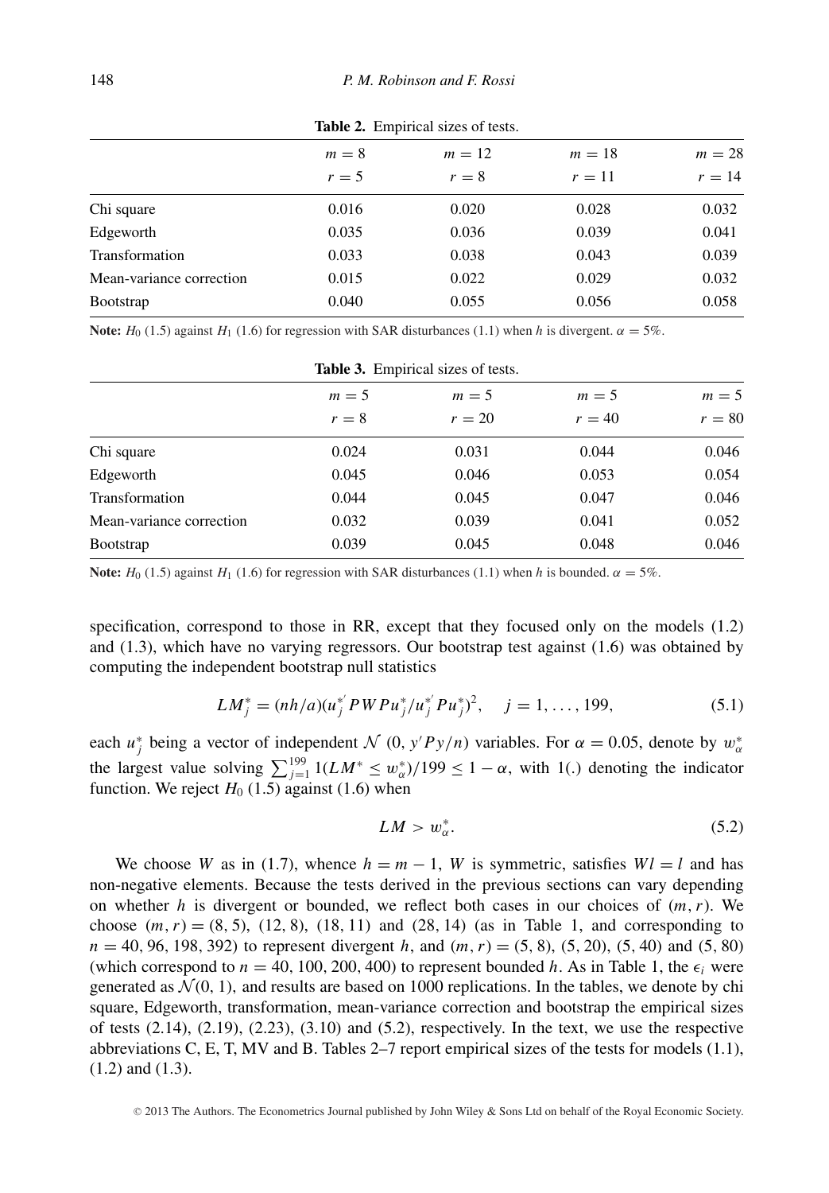**Table 2.** Empirical sizes of tests.

| | $m = 8$ $r = 5$ | $m = 12$ $r = 8$ | $m = 18$ $r = 11$ | $m = 28$ $r = 14$ |
|---|---|---|---|---|
| Chi square | 0.016 | 0.020 | 0.028 | 0.032 |
| Edgeworth | 0.035 | 0.036 | 0.039 | 0.041 |
| Transformation | 0.033 | 0.038 | 0.043 | 0.039 |
| Mean-variance correction | 0.015 | 0.022 | 0.029 | 0.032 |
| Bootstrap | 0.040 | 0.055 | 0.056 | 0.058 |

**Note:** $H_0$ (1.5) against $H_1$ (1.6) for regression with SAR disturbances (1.1) when $h$ is divergent. $\alpha = 5\%$.

**Table 3.** Empirical sizes of tests.

| | $m = 5$ $r = 8$ | $m = 5$ $r = 20$ | $m = 5$ $r = 40$ | $m = 5$ $r = 80$ |
|---|---|---|---|---|
| Chi square | 0.024 | 0.031 | 0.044 | 0.046 |
| Edgeworth | 0.045 | 0.046 | 0.053 | 0.054 |
| Transformation | 0.044 | 0.045 | 0.047 | 0.046 |
| Mean-variance correction | 0.032 | 0.039 | 0.041 | 0.052 |
| Bootstrap | 0.039 | 0.045 | 0.048 | 0.046 |

**Note:** $H_0$ (1.5) against $H_1$ (1.6) for regression with SAR disturbances (1.1) when $h$ is bounded. $\alpha = 5\%$.

specification, correspond to those in RR, except that they focused only on the models (1.2) and (1.3), which have no varying regressors. Our bootstrap test against (1.6) was obtained by computing the independent bootstrap null statistics

$$LM_j^* = (nh/a)(u_j^{*'} PWPu_j^* / u_j^{*'} Pu_j^*)^2, \quad j = 1, \ldots, 199, \tag{5.1}$$

each $u_j^*$ being a vector of independent $\mathcal{N}(0, y'Py/n)$ variables. For $\alpha = 0.05$, denote by $w_\alpha^*$ the largest value solving $\sum_{j=1}^{199} 1(LM^* \leq w_\alpha^*)/199 \leq 1 - \alpha$, with 1(.) denoting the indicator function. We reject $H_0$ (1.5) against (1.6) when

$$LM > w_\alpha^*. \tag{5.2}$$

We choose $W$ as in (1.7), whence $h = m - 1$, $W$ is symmetric, satisfies $Wl = l$ and has non-negative elements. Because the tests derived in the previous sections can vary depending on whether $h$ is divergent or bounded, we reflect both cases in our choices of $(m, r)$. We choose $(m, r) = (8, 5)$, $(12, 8)$, $(18, 11)$ and $(28, 14)$ (as in Table 1, and corresponding to $n = 40, 96, 198, 392$) to represent divergent $h$, and $(m, r) = (5, 8)$, $(5, 20)$, $(5, 40)$ and $(5, 80)$ (which correspond to $n = 40, 100, 200, 400$) to represent bounded $h$. As in Table 1, the $\epsilon_i$ were generated as $\mathcal{N}(0, 1)$, and results are based on 1000 replications. In the tables, we denote by chi square, Edgeworth, transformation, mean-variance correction and bootstrap the empirical sizes of tests (2.14), (2.19), (2.23), (3.10) and (5.2), respectively. In the text, we use the respective abbreviations C, E, T, MV and B. Tables 2–7 report empirical sizes of the tests for models (1.1), (1.2) and (1.3).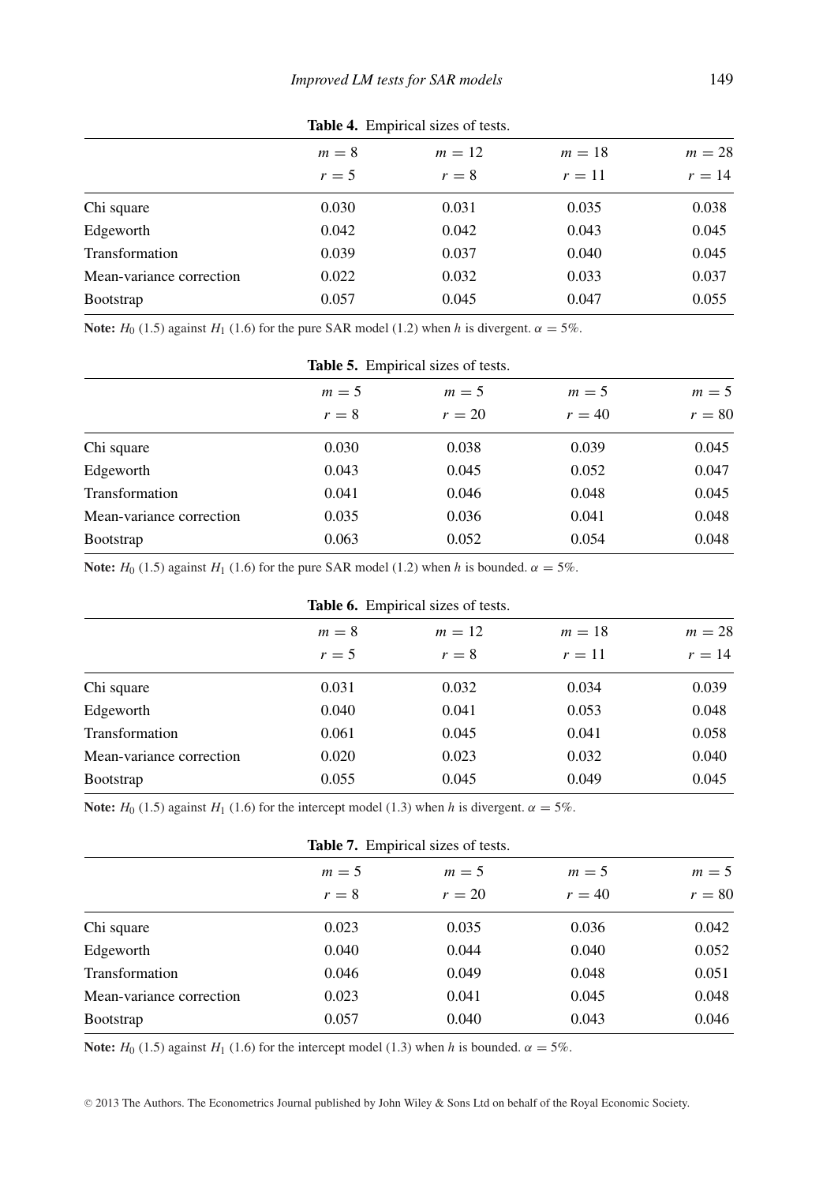**Table 4.** Empirical sizes of tests.

| | $m = 8$<br>$r = 5$ | $m = 12$<br>$r = 8$ | $m = 18$<br>$r = 11$ | $m = 28$<br>$r = 14$ |
|---|---|---|---|---|
| Chi square | 0.030 | 0.031 | 0.035 | 0.038 |
| Edgeworth | 0.042 | 0.042 | 0.043 | 0.045 |
| Transformation | 0.039 | 0.037 | 0.040 | 0.045 |
| Mean-variance correction | 0.022 | 0.032 | 0.033 | 0.037 |
| Bootstrap | 0.057 | 0.045 | 0.047 | 0.055 |

**Note:** $H_0$ (1.5) against $H_1$ (1.6) for the pure SAR model (1.2) when $h$ is divergent. $\alpha = 5\%$.

**Table 5.** Empirical sizes of tests.

| | $m = 5$<br>$r = 8$ | $m = 5$<br>$r = 20$ | $m = 5$<br>$r = 40$ | $m = 5$<br>$r = 80$ |
|---|---|---|---|---|
| Chi square | 0.030 | 0.038 | 0.039 | 0.045 |
| Edgeworth | 0.043 | 0.045 | 0.052 | 0.047 |
| Transformation | 0.041 | 0.046 | 0.048 | 0.045 |
| Mean-variance correction | 0.035 | 0.036 | 0.041 | 0.048 |
| Bootstrap | 0.063 | 0.052 | 0.054 | 0.048 |

**Note:** $H_0$ (1.5) against $H_1$ (1.6) for the pure SAR model (1.2) when $h$ is bounded. $\alpha = 5\%$.

**Table 6.** Empirical sizes of tests.

| | $m = 8$<br>$r = 5$ | $m = 12$<br>$r = 8$ | $m = 18$<br>$r = 11$ | $m = 28$<br>$r = 14$ |
|---|---|---|---|---|
| Chi square | 0.031 | 0.032 | 0.034 | 0.039 |
| Edgeworth | 0.040 | 0.041 | 0.053 | 0.048 |
| Transformation | 0.061 | 0.045 | 0.041 | 0.058 |
| Mean-variance correction | 0.020 | 0.023 | 0.032 | 0.040 |
| Bootstrap | 0.055 | 0.045 | 0.049 | 0.045 |

**Note:** $H_0$ (1.5) against $H_1$ (1.6) for the intercept model (1.3) when $h$ is divergent. $\alpha = 5\%$.

**Table 7.** Empirical sizes of tests.

| | $m = 5$<br>$r = 8$ | $m = 5$<br>$r = 20$ | $m = 5$<br>$r = 40$ | $m = 5$<br>$r = 80$ |
|---|---|---|---|---|
| Chi square | 0.023 | 0.035 | 0.036 | 0.042 |
| Edgeworth | 0.040 | 0.044 | 0.040 | 0.052 |
| Transformation | 0.046 | 0.049 | 0.048 | 0.051 |
| Mean-variance correction | 0.023 | 0.041 | 0.045 | 0.048 |
| Bootstrap | 0.057 | 0.040 | 0.043 | 0.046 |

**Note:** $H_0$ (1.5) against $H_1$ (1.6) for the intercept model (1.3) when $h$ is bounded. $\alpha = 5\%$.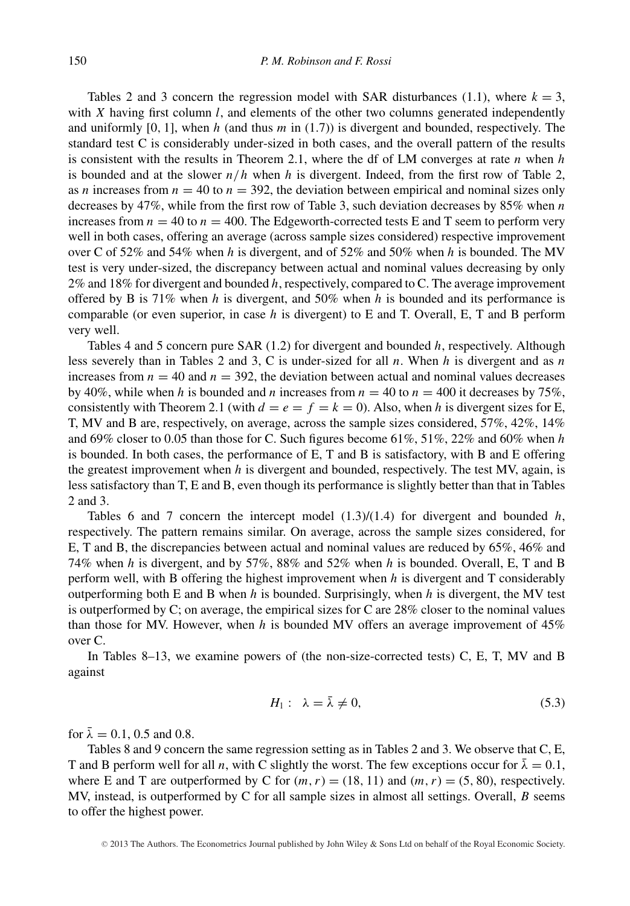Tables 2 and 3 concern the regression model with SAR disturbances (1.1), where $k = 3$, with $X$ having first column $l$, and elements of the other two columns generated independently and uniformly [0, 1], when $h$ (and thus $m$ in (1.7)) is divergent and bounded, respectively. The standard test C is considerably under-sized in both cases, and the overall pattern of the results is consistent with the results in Theorem 2.1, where the df of LM converges at rate $n$ when $h$ is bounded and at the slower $n/h$ when $h$ is divergent. Indeed, from the first row of Table 2, as $n$ increases from $n = 40$ to $n = 392$, the deviation between empirical and nominal sizes only decreases by 47%, while from the first row of Table 3, such deviation decreases by 85% when $n$ increases from $n = 40$ to $n = 400$. The Edgeworth-corrected tests E and T seem to perform very well in both cases, offering an average (across sample sizes considered) respective improvement over C of 52% and 54% when $h$ is divergent, and of 52% and 50% when $h$ is bounded. The MV test is very under-sized, the discrepancy between actual and nominal values decreasing by only 2% and 18% for divergent and bounded $h$, respectively, compared to C. The average improvement offered by B is 71% when $h$ is divergent, and 50% when $h$ is bounded and its performance is comparable (or even superior, in case $h$ is divergent) to E and T. Overall, E, T and B perform very well.

Tables 4 and 5 concern pure SAR (1.2) for divergent and bounded $h$, respectively. Although less severely than in Tables 2 and 3, C is under-sized for all $n$. When $h$ is divergent and as $n$ increases from $n = 40$ and $n = 392$, the deviation between actual and nominal values decreases by 40%, while when $h$ is bounded and $n$ increases from $n = 40$ to $n = 400$ it decreases by 75%, consistently with Theorem 2.1 (with $d = e = f = k = 0$). Also, when $h$ is divergent sizes for E, T, MV and B are, respectively, on average, across the sample sizes considered, 57%, 42%, 14% and 69% closer to 0.05 than those for C. Such figures become 61%, 51%, 22% and 60% when $h$ is bounded. In both cases, the performance of E, T and B is satisfactory, with B and E offering the greatest improvement when $h$ is divergent and bounded, respectively. The test MV, again, is less satisfactory than T, E and B, even though its performance is slightly better than that in Tables 2 and 3.

Tables 6 and 7 concern the intercept model (1.3)/(1.4) for divergent and bounded $h$, respectively. The pattern remains similar. On average, across the sample sizes considered, for E, T and B, the discrepancies between actual and nominal values are reduced by 65%, 46% and 74% when $h$ is divergent, and by 57%, 88% and 52% when $h$ is bounded. Overall, E, T and B perform well, with B offering the highest improvement when $h$ is divergent and T considerably outperforming both E and B when $h$ is bounded. Surprisingly, when $h$ is divergent, the MV test is outperformed by C; on average, the empirical sizes for C are 28% closer to the nominal values than those for MV. However, when $h$ is bounded MV offers an average improvement of 45% over C.

In Tables 8–13, we examine powers of (the non-size-corrected tests) C, E, T, MV and B against

$$H_1: \quad \lambda = \bar{\lambda} \neq 0, \tag{5.3}$$

for $\bar{\lambda} = 0.1$, 0.5 and 0.8.

Tables 8 and 9 concern the same regression setting as in Tables 2 and 3. We observe that C, E, T and B perform well for all $n$, with C slightly the worst. The few exceptions occur for $\bar{\lambda} = 0.1$, where E and T are outperformed by C for $(m, r) = (18, 11)$ and $(m, r) = (5, 80)$, respectively. MV, instead, is outperformed by C for all sample sizes in almost all settings. Overall, $B$ seems to offer the highest power.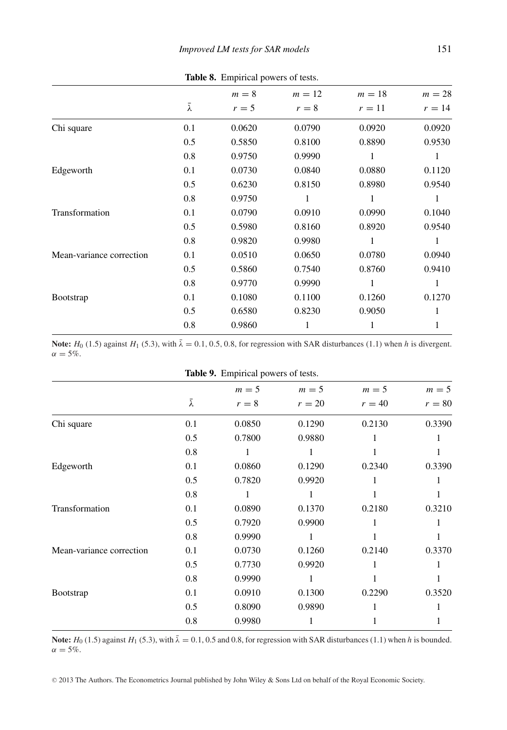**Table 8.** Empirical powers of tests.

| | $\bar{\lambda}$ | $m = 8$ $r = 5$ | $m = 12$ $r = 8$ | $m = 18$ $r = 11$ | $m = 28$ $r = 14$ |
|---|---|---|---|---|---|
| Chi square | 0.1 | 0.0620 | 0.0790 | 0.0920 | 0.0920 |
| | 0.5 | 0.5850 | 0.8100 | 0.8890 | 0.9530 |
| | 0.8 | 0.9750 | 0.9990 | 1 | 1 |
| Edgeworth | 0.1 | 0.0730 | 0.0840 | 0.0880 | 0.1120 |
| | 0.5 | 0.6230 | 0.8150 | 0.8980 | 0.9540 |
| | 0.8 | 0.9750 | 1 | 1 | 1 |
| Transformation | 0.1 | 0.0790 | 0.0910 | 0.0990 | 0.1040 |
| | 0.5 | 0.5980 | 0.8160 | 0.8920 | 0.9540 |
| | 0.8 | 0.9820 | 0.9980 | 1 | 1 |
| Mean-variance correction | 0.1 | 0.0510 | 0.0650 | 0.0780 | 0.0940 |
| | 0.5 | 0.5860 | 0.7540 | 0.8760 | 0.9410 |
| | 0.8 | 0.9770 | 0.9990 | 1 | 1 |
| Bootstrap | 0.1 | 0.1080 | 0.1100 | 0.1260 | 0.1270 |
| | 0.5 | 0.6580 | 0.8230 | 0.9050 | 1 |
| | 0.8 | 0.9860 | 1 | 1 | 1 |

**Note:** $H_0$ (1.5) against $H_1$ (5.3), with $\bar{\lambda} = 0.1, 0.5, 0.8$, for regression with SAR disturbances (1.1) when $h$ is divergent. $\alpha = 5\%$.

**Table 9.** Empirical powers of tests.

| | $\bar{\lambda}$ | $m = 5$ $r = 8$ | $m = 5$ $r = 20$ | $m = 5$ $r = 40$ | $m = 5$ $r = 80$ |
|---|---|---|---|---|---|
| Chi square | 0.1 | 0.0850 | 0.1290 | 0.2130 | 0.3390 |
| | 0.5 | 0.7800 | 0.9880 | 1 | 1 |
| | 0.8 | 1 | 1 | 1 | 1 |
| Edgeworth | 0.1 | 0.0860 | 0.1290 | 0.2340 | 0.3390 |
| | 0.5 | 0.7820 | 0.9920 | 1 | 1 |
| | 0.8 | 1 | 1 | 1 | 1 |
| Transformation | 0.1 | 0.0890 | 0.1370 | 0.2180 | 0.3210 |
| | 0.5 | 0.7920 | 0.9900 | 1 | 1 |
| | 0.8 | 0.9990 | 1 | 1 | 1 |
| Mean-variance correction | 0.1 | 0.0730 | 0.1260 | 0.2140 | 0.3370 |
| | 0.5 | 0.7730 | 0.9920 | 1 | 1 |
| | 0.8 | 0.9990 | 1 | 1 | 1 |
| Bootstrap | 0.1 | 0.0910 | 0.1300 | 0.2290 | 0.3520 |
| | 0.5 | 0.8090 | 0.9890 | 1 | 1 |
| | 0.8 | 0.9980 | 1 | 1 | 1 |

**Note:** $H_0$ (1.5) against $H_1$ (5.3), with $\bar{\lambda} = 0.1, 0.5$ and $0.8$, for regression with SAR disturbances (1.1) when $h$ is bounded. $\alpha = 5\%$.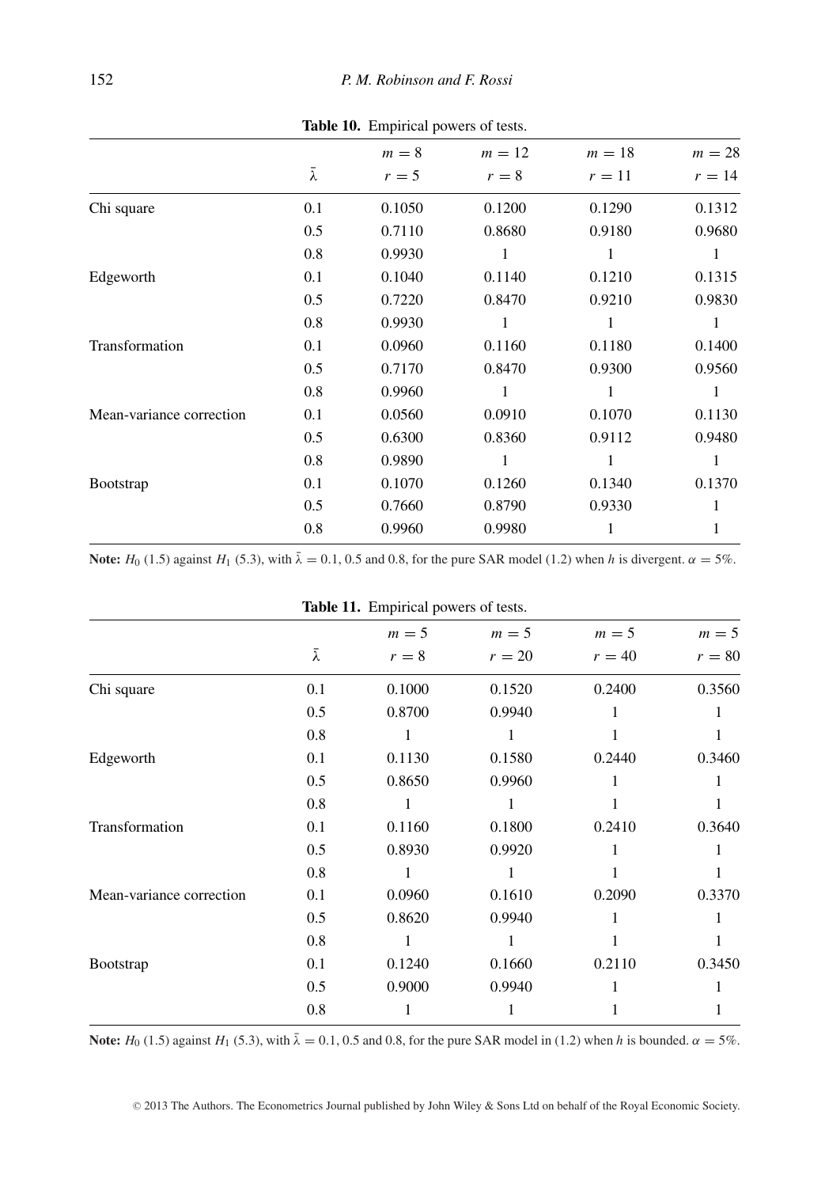**Table 10.** Empirical powers of tests.

| | $\bar{\lambda}$ | $m = 8$ $r = 5$ | $m = 12$ $r = 8$ | $m = 18$ $r = 11$ | $m = 28$ $r = 14$ |
|---|---|---|---|---|---|
| Chi square | 0.1 | 0.1050 | 0.1200 | 0.1290 | 0.1312 |
| | 0.5 | 0.7110 | 0.8680 | 0.9180 | 0.9680 |
| | 0.8 | 0.9930 | 1 | 1 | 1 |
| Edgeworth | 0.1 | 0.1040 | 0.1140 | 0.1210 | 0.1315 |
| | 0.5 | 0.7220 | 0.8470 | 0.9210 | 0.9830 |
| | 0.8 | 0.9930 | 1 | 1 | 1 |
| Transformation | 0.1 | 0.0960 | 0.1160 | 0.1180 | 0.1400 |
| | 0.5 | 0.7170 | 0.8470 | 0.9300 | 0.9560 |
| | 0.8 | 0.9960 | 1 | 1 | 1 |
| Mean-variance correction | 0.1 | 0.0560 | 0.0910 | 0.1070 | 0.1130 |
| | 0.5 | 0.6300 | 0.8360 | 0.9112 | 0.9480 |
| | 0.8 | 0.9890 | 1 | 1 | 1 |
| Bootstrap | 0.1 | 0.1070 | 0.1260 | 0.1340 | 0.1370 |
| | 0.5 | 0.7660 | 0.8790 | 0.9330 | 1 |
| | 0.8 | 0.9960 | 0.9980 | 1 | 1 |

**Note:** $H_0$ (1.5) against $H_1$ (5.3), with $\bar{\lambda} = 0.1$, 0.5 and 0.8, for the pure SAR model (1.2) when $h$ is divergent. $\alpha = 5\%$.

**Table 11.** Empirical powers of tests.

| | $\bar{\lambda}$ | $m = 5$ $r = 8$ | $m = 5$ $r = 20$ | $m = 5$ $r = 40$ | $m = 5$ $r = 80$ |
|---|---|---|---|---|---|
| Chi square | 0.1 | 0.1000 | 0.1520 | 0.2400 | 0.3560 |
| | 0.5 | 0.8700 | 0.9940 | 1 | 1 |
| | 0.8 | 1 | 1 | 1 | 1 |
| Edgeworth | 0.1 | 0.1130 | 0.1580 | 0.2440 | 0.3460 |
| | 0.5 | 0.8650 | 0.9960 | 1 | 1 |
| | 0.8 | 1 | 1 | 1 | 1 |
| Transformation | 0.1 | 0.1160 | 0.1800 | 0.2410 | 0.3640 |
| | 0.5 | 0.8930 | 0.9920 | 1 | 1 |
| | 0.8 | 1 | 1 | 1 | 1 |
| Mean-variance correction | 0.1 | 0.0960 | 0.1610 | 0.2090 | 0.3370 |
| | 0.5 | 0.8620 | 0.9940 | 1 | 1 |
| | 0.8 | 1 | 1 | 1 | 1 |
| Bootstrap | 0.1 | 0.1240 | 0.1660 | 0.2110 | 0.3450 |
| | 0.5 | 0.9000 | 0.9940 | 1 | 1 |
| | 0.8 | 1 | 1 | 1 | 1 |

**Note:** $H_0$ (1.5) against $H_1$ (5.3), with $\bar{\lambda} = 0.1$, 0.5 and 0.8, for the pure SAR model in (1.2) when $h$ is bounded. $\alpha = 5\%$.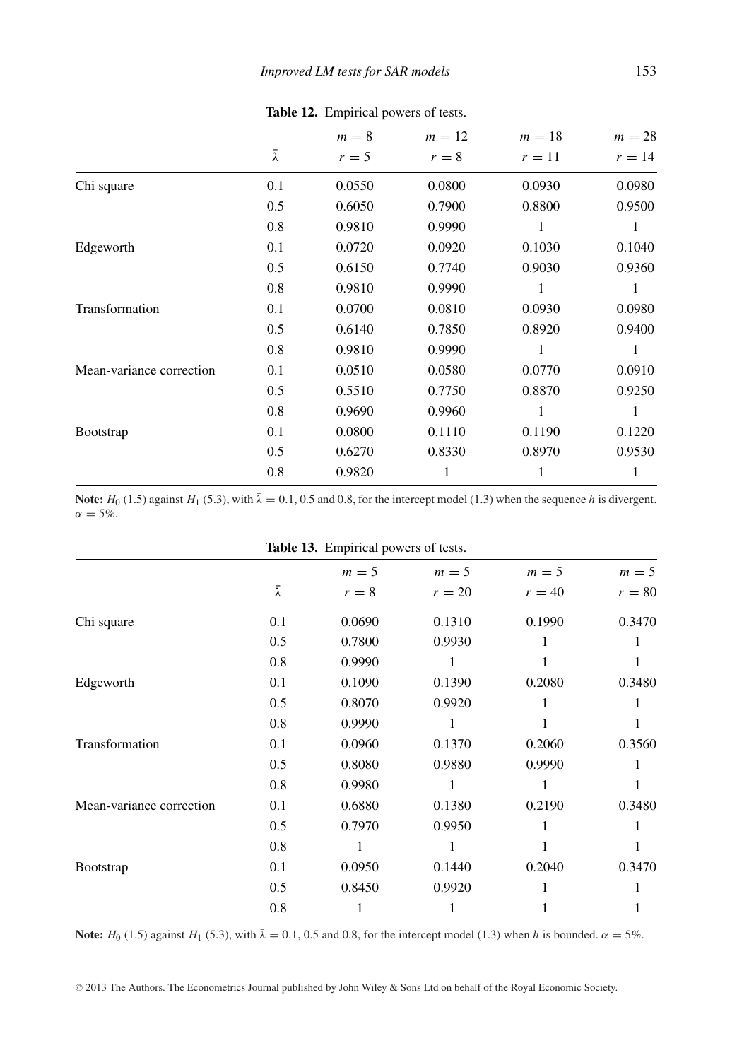**Table 12.** Empirical powers of tests.

| | $\bar{\lambda}$ | $m = 8$ $r = 5$ | $m = 12$ $r = 8$ | $m = 18$ $r = 11$ | $m = 28$ $r = 14$ |
|---|---|---|---|---|---|
| Chi square | 0.1 | 0.0550 | 0.0800 | 0.0930 | 0.0980 |
| | 0.5 | 0.6050 | 0.7900 | 0.8800 | 0.9500 |
| | 0.8 | 0.9810 | 0.9990 | 1 | 1 |
| Edgeworth | 0.1 | 0.0720 | 0.0920 | 0.1030 | 0.1040 |
| | 0.5 | 0.6150 | 0.7740 | 0.9030 | 0.9360 |
| | 0.8 | 0.9810 | 0.9990 | 1 | 1 |
| Transformation | 0.1 | 0.0700 | 0.0810 | 0.0930 | 0.0980 |
| | 0.5 | 0.6140 | 0.7850 | 0.8920 | 0.9400 |
| | 0.8 | 0.9810 | 0.9990 | 1 | 1 |
| Mean-variance correction | 0.1 | 0.0510 | 0.0580 | 0.0770 | 0.0910 |
| | 0.5 | 0.5510 | 0.7750 | 0.8870 | 0.9250 |
| | 0.8 | 0.9690 | 0.9960 | 1 | 1 |
| Bootstrap | 0.1 | 0.0800 | 0.1110 | 0.1190 | 0.1220 |
| | 0.5 | 0.6270 | 0.8330 | 0.8970 | 0.9530 |
| | 0.8 | 0.9820 | 1 | 1 | 1 |

**Note:** $H_0$ (1.5) against $H_1$ (5.3), with $\bar{\lambda} = 0.1$, 0.5 and 0.8, for the intercept model (1.3) when the sequence $h$ is divergent. $\alpha = 5\%$.

**Table 13.** Empirical powers of tests.

| | $\bar{\lambda}$ | $m = 5$ $r = 8$ | $m = 5$ $r = 20$ | $m = 5$ $r = 40$ | $m = 5$ $r = 80$ |
|---|---|---|---|---|---|
| Chi square | 0.1 | 0.0690 | 0.1310 | 0.1990 | 0.3470 |
| | 0.5 | 0.7800 | 0.9930 | 1 | 1 |
| | 0.8 | 0.9990 | 1 | 1 | 1 |
| Edgeworth | 0.1 | 0.1090 | 0.1390 | 0.2080 | 0.3480 |
| | 0.5 | 0.8070 | 0.9920 | 1 | 1 |
| | 0.8 | 0.9990 | 1 | 1 | 1 |
| Transformation | 0.1 | 0.0960 | 0.1370 | 0.2060 | 0.3560 |
| | 0.5 | 0.8080 | 0.9880 | 0.9990 | 1 |
| | 0.8 | 0.9980 | 1 | 1 | 1 |
| Mean-variance correction | 0.1 | 0.6880 | 0.1380 | 0.2190 | 0.3480 |
| | 0.5 | 0.7970 | 0.9950 | 1 | 1 |
| | 0.8 | 1 | 1 | 1 | 1 |
| Bootstrap | 0.1 | 0.0950 | 0.1440 | 0.2040 | 0.3470 |
| | 0.5 | 0.8450 | 0.9920 | 1 | 1 |
| | 0.8 | 1 | 1 | 1 | 1 |

**Note:** $H_0$ (1.5) against $H_1$ (5.3), with $\bar{\lambda} = 0.1$, 0.5 and 0.8, for the intercept model (1.3) when $h$ is bounded. $\alpha = 5\%$.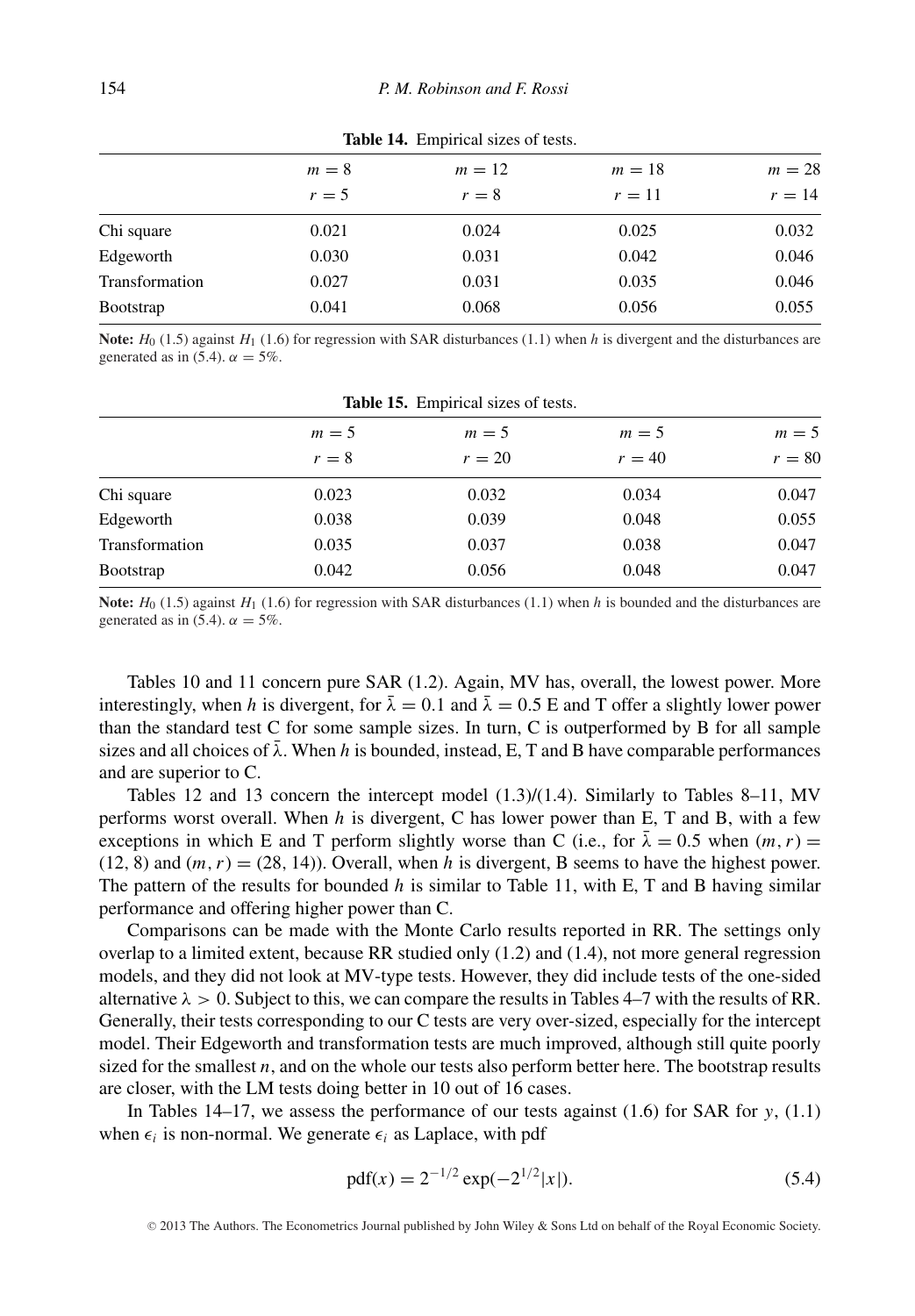**Table 14.** Empirical sizes of tests.

| | $m = 8$ | $m = 12$ | $m = 18$ | $m = 28$ |
|---|---|---|---|---|
| | $r = 5$ | $r = 8$ | $r = 11$ | $r = 14$ |
| Chi square | 0.021 | 0.024 | 0.025 | 0.032 |
| Edgeworth | 0.030 | 0.031 | 0.042 | 0.046 |
| Transformation | 0.027 | 0.031 | 0.035 | 0.046 |
| Bootstrap | 0.041 | 0.068 | 0.056 | 0.055 |

**Note:** $H_0$ (1.5) against $H_1$ (1.6) for regression with SAR disturbances (1.1) when $h$ is divergent and the disturbances are generated as in (5.4). $\alpha = 5\%$.

**Table 15.** Empirical sizes of tests.

| | $m = 5$ | $m = 5$ | $m = 5$ | $m = 5$ |
|---|---|---|---|---|
| | $r = 8$ | $r = 20$ | $r = 40$ | $r = 80$ |
| Chi square | 0.023 | 0.032 | 0.034 | 0.047 |
| Edgeworth | 0.038 | 0.039 | 0.048 | 0.055 |
| Transformation | 0.035 | 0.037 | 0.038 | 0.047 |
| Bootstrap | 0.042 | 0.056 | 0.048 | 0.047 |

**Note:** $H_0$ (1.5) against $H_1$ (1.6) for regression with SAR disturbances (1.1) when $h$ is bounded and the disturbances are generated as in (5.4). $\alpha = 5\%$.

Tables 10 and 11 concern pure SAR (1.2). Again, MV has, overall, the lowest power. More interestingly, when $h$ is divergent, for $\bar{\lambda} = 0.1$ and $\bar{\lambda} = 0.5$ E and T offer a slightly lower power than the standard test C for some sample sizes. In turn, C is outperformed by B for all sample sizes and all choices of $\bar{\lambda}$. When $h$ is bounded, instead, E, T and B have comparable performances and are superior to C.

Tables 12 and 13 concern the intercept model (1.3)/(1.4). Similarly to Tables 8–11, MV performs worst overall. When $h$ is divergent, C has lower power than E, T and B, with a few exceptions in which E and T perform slightly worse than C (i.e., for $\bar{\lambda} = 0.5$ when $(m, r) = (12, 8)$ and $(m, r) = (28, 14)$). Overall, when $h$ is divergent, B seems to have the highest power. The pattern of the results for bounded $h$ is similar to Table 11, with E, T and B having similar performance and offering higher power than C.

Comparisons can be made with the Monte Carlo results reported in RR. The settings only overlap to a limited extent, because RR studied only (1.2) and (1.4), not more general regression models, and they did not look at MV-type tests. However, they did include tests of the one-sided alternative $\lambda > 0$. Subject to this, we can compare the results in Tables 4–7 with the results of RR. Generally, their tests corresponding to our C tests are very over-sized, especially for the intercept model. Their Edgeworth and transformation tests are much improved, although still quite poorly sized for the smallest $n$, and on the whole our tests also perform better here. The bootstrap results are closer, with the LM tests doing better in 10 out of 16 cases.

In Tables 14–17, we assess the performance of our tests against (1.6) for SAR for $y$, (1.1) when $\epsilon_i$ is non-normal. We generate $\epsilon_i$ as Laplace, with pdf

$$\text{pdf}(x) = 2^{-1/2} \exp(-2^{1/2}|x|). \tag{5.4}$$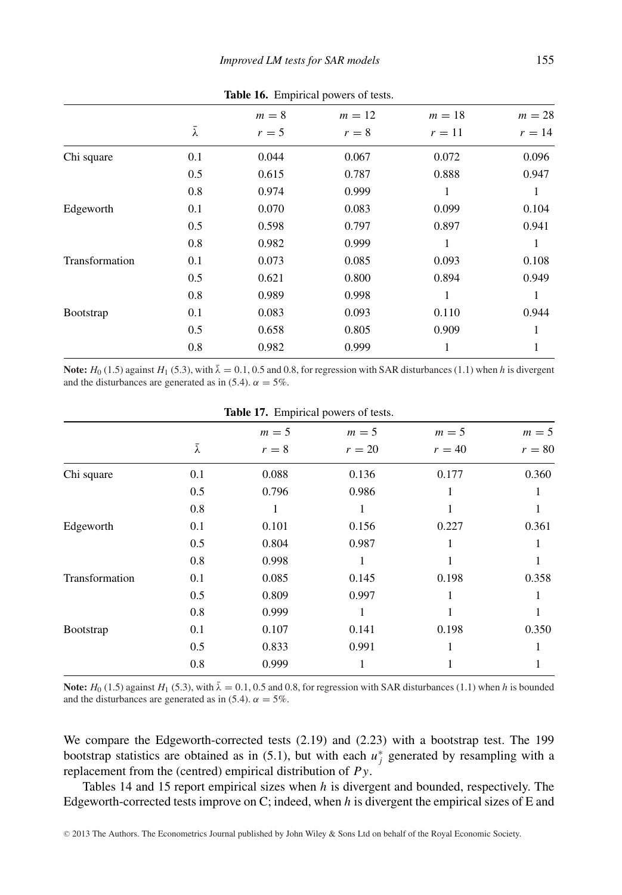**Table 16.** Empirical powers of tests.

| | $\bar{\lambda}$ | $m = 8$ $r = 5$ | $m = 12$ $r = 8$ | $m = 18$ $r = 11$ | $m = 28$ $r = 14$ |
|---|---|---|---|---|---|
| Chi square | 0.1 | 0.044 | 0.067 | 0.072 | 0.096 |
| | 0.5 | 0.615 | 0.787 | 0.888 | 0.947 |
| | 0.8 | 0.974 | 0.999 | 1 | 1 |
| Edgeworth | 0.1 | 0.070 | 0.083 | 0.099 | 0.104 |
| | 0.5 | 0.598 | 0.797 | 0.897 | 0.941 |
| | 0.8 | 0.982 | 0.999 | 1 | 1 |
| Transformation | 0.1 | 0.073 | 0.085 | 0.093 | 0.108 |
| | 0.5 | 0.621 | 0.800 | 0.894 | 0.949 |
| | 0.8 | 0.989 | 0.998 | 1 | 1 |
| Bootstrap | 0.1 | 0.083 | 0.093 | 0.110 | 0.944 |
| | 0.5 | 0.658 | 0.805 | 0.909 | 1 |
| | 0.8 | 0.982 | 0.999 | 1 | 1 |

**Note:** $H_0$ (1.5) against $H_1$ (5.3), with $\bar{\lambda} = 0.1$, 0.5 and 0.8, for regression with SAR disturbances (1.1) when $h$ is divergent and the disturbances are generated as in (5.4). $\alpha = 5\%$.

**Table 17.** Empirical powers of tests.

| | $\bar{\lambda}$ | $m = 5$ $r = 8$ | $m = 5$ $r = 20$ | $m = 5$ $r = 40$ | $m = 5$ $r = 80$ |
|---|---|---|---|---|---|
| Chi square | 0.1 | 0.088 | 0.136 | 0.177 | 0.360 |
| | 0.5 | 0.796 | 0.986 | 1 | 1 |
| | 0.8 | 1 | 1 | 1 | 1 |
| Edgeworth | 0.1 | 0.101 | 0.156 | 0.227 | 0.361 |
| | 0.5 | 0.804 | 0.987 | 1 | 1 |
| | 0.8 | 0.998 | 1 | 1 | 1 |
| Transformation | 0.1 | 0.085 | 0.145 | 0.198 | 0.358 |
| | 0.5 | 0.809 | 0.997 | 1 | 1 |
| | 0.8 | 0.999 | 1 | 1 | 1 |
| Bootstrap | 0.1 | 0.107 | 0.141 | 0.198 | 0.350 |
| | 0.5 | 0.833 | 0.991 | 1 | 1 |
| | 0.8 | 0.999 | 1 | 1 | 1 |

**Note:** $H_0$ (1.5) against $H_1$ (5.3), with $\bar{\lambda} = 0.1$, 0.5 and 0.8, for regression with SAR disturbances (1.1) when $h$ is bounded and the disturbances are generated as in (5.4). $\alpha = 5\%$.

We compare the Edgeworth-corrected tests (2.19) and (2.23) with a bootstrap test. The 199 bootstrap statistics are obtained as in (5.1), but with each $u_j^*$ generated by resampling with a replacement from the (centred) empirical distribution of $Py$.

Tables 14 and 15 report empirical sizes when $h$ is divergent and bounded, respectively. The Edgeworth-corrected tests improve on C; indeed, when $h$ is divergent the empirical sizes of E and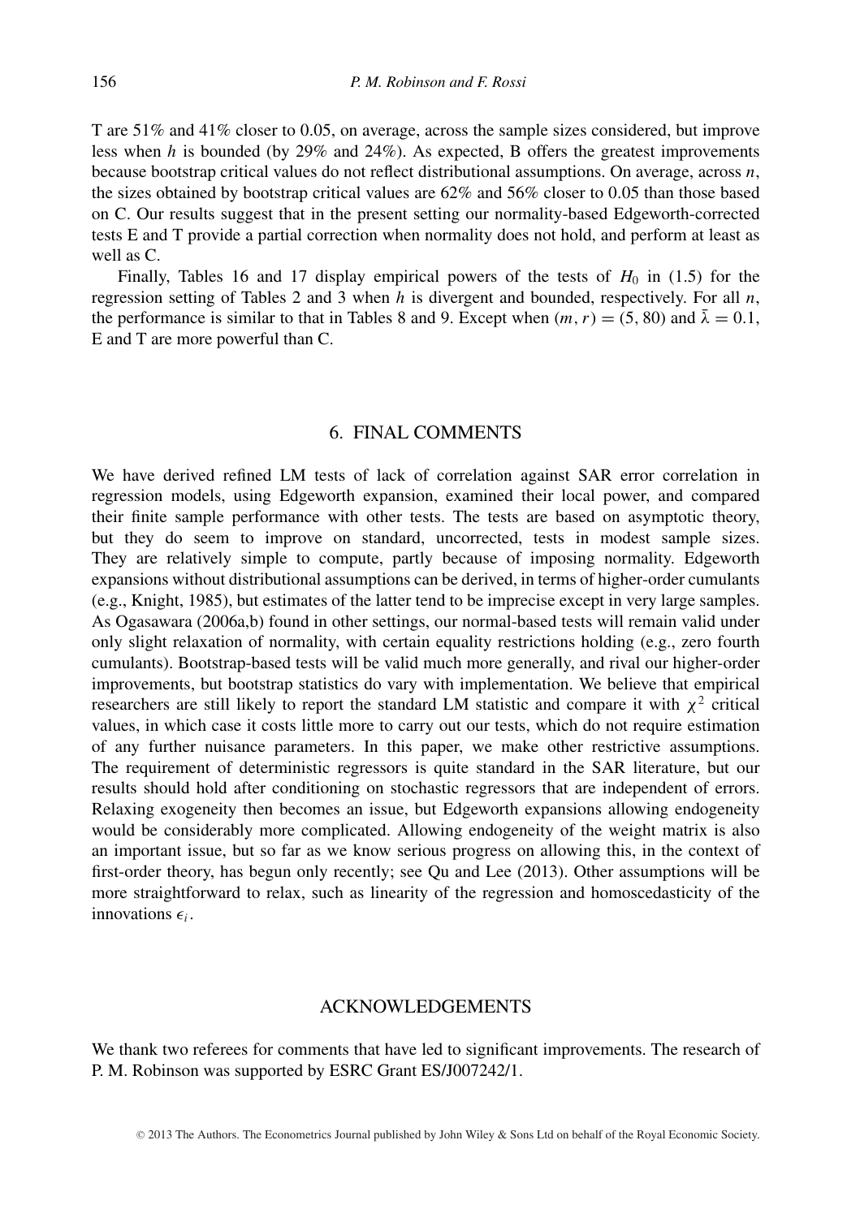T are 51% and 41% closer to 0.05, on average, across the sample sizes considered, but improve less when $h$ is bounded (by 29% and 24%). As expected, B offers the greatest improvements because bootstrap critical values do not reflect distributional assumptions. On average, across $n$, the sizes obtained by bootstrap critical values are 62% and 56% closer to 0.05 than those based on C. Our results suggest that in the present setting our normality-based Edgeworth-corrected tests E and T provide a partial correction when normality does not hold, and perform at least as well as C.

Finally, Tables 16 and 17 display empirical powers of the tests of $H_0$ in (1.5) for the regression setting of Tables 2 and 3 when $h$ is divergent and bounded, respectively. For all $n$, the performance is similar to that in Tables 8 and 9. Except when $(m, r) = (5, 80)$ and $\bar{\lambda} = 0.1$, E and T are more powerful than C.

## 6. FINAL COMMENTS

We have derived refined LM tests of lack of correlation against SAR error correlation in regression models, using Edgeworth expansion, examined their local power, and compared their finite sample performance with other tests. The tests are based on asymptotic theory, but they do seem to improve on standard, uncorrected, tests in modest sample sizes. They are relatively simple to compute, partly because of imposing normality. Edgeworth expansions without distributional assumptions can be derived, in terms of higher-order cumulants (e.g., Knight, 1985), but estimates of the latter tend to be imprecise except in very large samples. As Ogasawara (2006a,b) found in other settings, our normal-based tests will remain valid under only slight relaxation of normality, with certain equality restrictions holding (e.g., zero fourth cumulants). Bootstrap-based tests will be valid much more generally, and rival our higher-order improvements, but bootstrap statistics do vary with implementation. We believe that empirical researchers are still likely to report the standard LM statistic and compare it with $\chi^2$ critical values, in which case it costs little more to carry out our tests, which do not require estimation of any further nuisance parameters. In this paper, we make other restrictive assumptions. The requirement of deterministic regressors is quite standard in the SAR literature, but our results should hold after conditioning on stochastic regressors that are independent of errors. Relaxing exogeneity then becomes an issue, but Edgeworth expansions allowing endogeneity would be considerably more complicated. Allowing endogeneity of the weight matrix is also an important issue, but so far as we know serious progress on allowing this, in the context of first-order theory, has begun only recently; see Qu and Lee (2013). Other assumptions will be more straightforward to relax, such as linearity of the regression and homoscedasticity of the innovations $\epsilon_i$.

## ACKNOWLEDGEMENTS

We thank two referees for comments that have led to significant improvements. The research of P. M. Robinson was supported by ESRC Grant ES/J007242/1.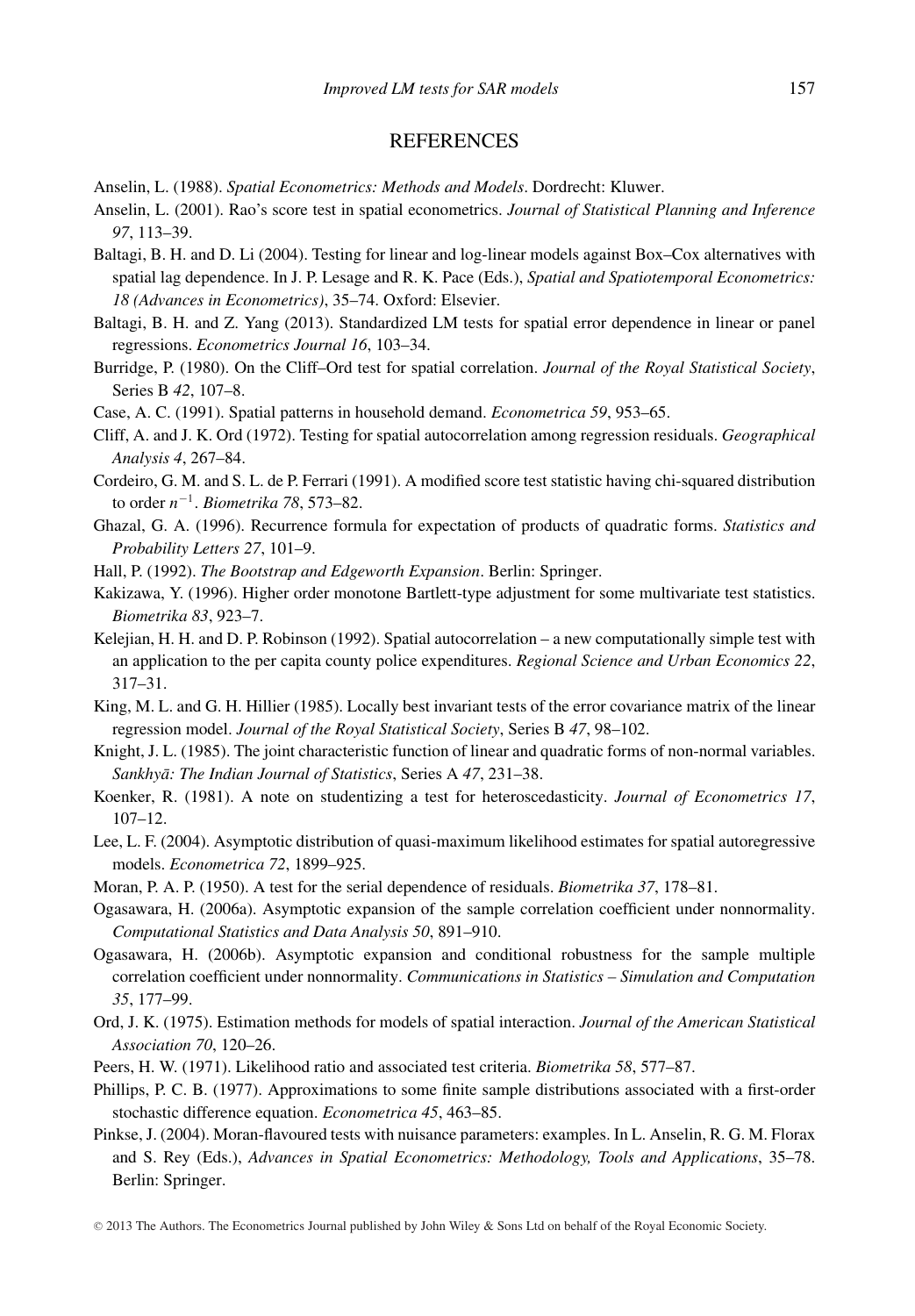## REFERENCES

Anselin, L. (1988). *Spatial Econometrics: Methods and Models*. Dordrecht: Kluwer.

Anselin, L. (2001). Rao's score test in spatial econometrics. *Journal of Statistical Planning and Inference 97*, 113–39.

Baltagi, B. H. and D. Li (2004). Testing for linear and log-linear models against Box–Cox alternatives with spatial lag dependence. In J. P. Lesage and R. K. Pace (Eds.), *Spatial and Spatiotemporal Econometrics: 18 (Advances in Econometrics)*, 35–74. Oxford: Elsevier.

Baltagi, B. H. and Z. Yang (2013). Standardized LM tests for spatial error dependence in linear or panel regressions. *Econometrics Journal 16*, 103–34.

Burridge, P. (1980). On the Cliff–Ord test for spatial correlation. *Journal of the Royal Statistical Society*, Series B *42*, 107–8.

Case, A. C. (1991). Spatial patterns in household demand. *Econometrica 59*, 953–65.

Cliff, A. and J. K. Ord (1972). Testing for spatial autocorrelation among regression residuals. *Geographical Analysis 4*, 267–84.

Cordeiro, G. M. and S. L. de P. Ferrari (1991). A modified score test statistic having chi-squared distribution to order $n^{-1}$. *Biometrika 78*, 573–82.

Ghazal, G. A. (1996). Recurrence formula for expectation of products of quadratic forms. *Statistics and Probability Letters 27*, 101–9.

Hall, P. (1992). *The Bootstrap and Edgeworth Expansion*. Berlin: Springer.

Kakizawa, Y. (1996). Higher order monotone Bartlett-type adjustment for some multivariate test statistics. *Biometrika 83*, 923–7.

Kelejian, H. H. and D. P. Robinson (1992). Spatial autocorrelation – a new computationally simple test with an application to the per capita county police expenditures. *Regional Science and Urban Economics 22*, 317–31.

King, M. L. and G. H. Hillier (1985). Locally best invariant tests of the error covariance matrix of the linear regression model. *Journal of the Royal Statistical Society*, Series B *47*, 98–102.

Knight, J. L. (1985). The joint characteristic function of linear and quadratic forms of non-normal variables. *Sankhyā: The Indian Journal of Statistics*, Series A *47*, 231–38.

Koenker, R. (1981). A note on studentizing a test for heteroscedasticity. *Journal of Econometrics 17*, 107–12.

Lee, L. F. (2004). Asymptotic distribution of quasi-maximum likelihood estimates for spatial autoregressive models. *Econometrica 72*, 1899–925.

Moran, P. A. P. (1950). A test for the serial dependence of residuals. *Biometrika 37*, 178–81.

Ogasawara, H. (2006a). Asymptotic expansion of the sample correlation coefficient under nonnormality. *Computational Statistics and Data Analysis 50*, 891–910.

Ogasawara, H. (2006b). Asymptotic expansion and conditional robustness for the sample multiple correlation coefficient under nonnormality. *Communications in Statistics – Simulation and Computation 35*, 177–99.

Ord, J. K. (1975). Estimation methods for models of spatial interaction. *Journal of the American Statistical Association 70*, 120–26.

Peers, H. W. (1971). Likelihood ratio and associated test criteria. *Biometrika 58*, 577–87.

Phillips, P. C. B. (1977). Approximations to some finite sample distributions associated with a first-order stochastic difference equation. *Econometrica 45*, 463–85.

Pinkse, J. (2004). Moran-flavoured tests with nuisance parameters: examples. In L. Anselin, R. G. M. Florax and S. Rey (Eds.), *Advances in Spatial Econometrics: Methodology, Tools and Applications*, 35–78. Berlin: Springer.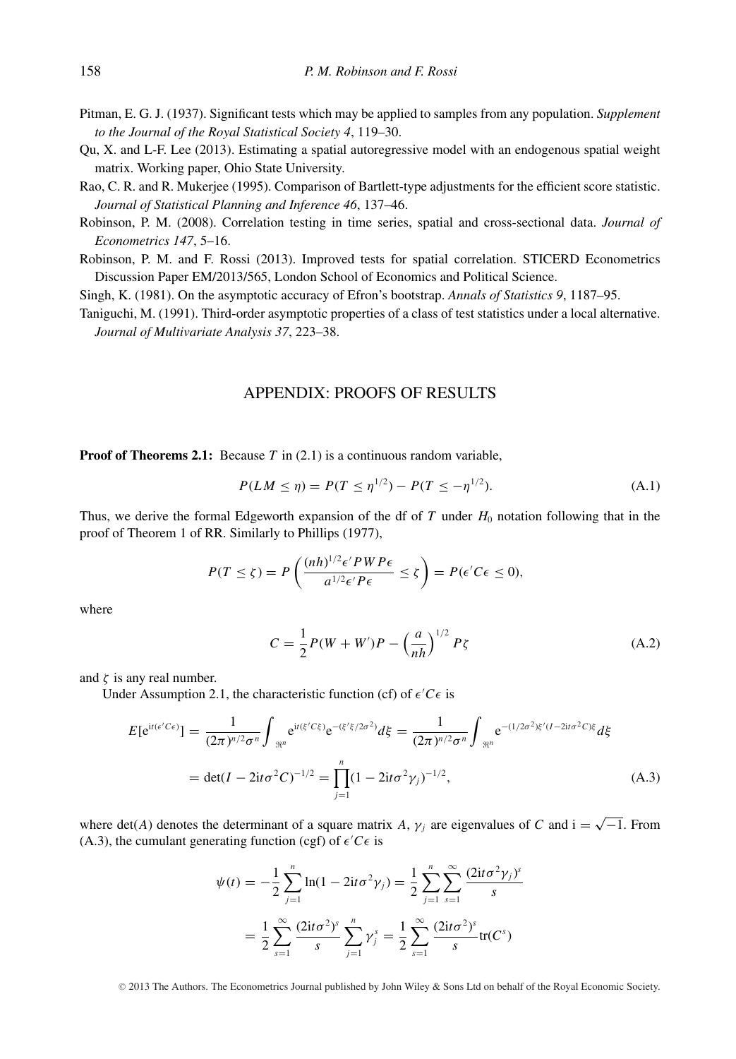Pitman, E. G. J. (1937). Significant tests which may be applied to samples from any population. *Supplement to the Journal of the Royal Statistical Society 4*, 119–30.

Qu, X. and L-F. Lee (2013). Estimating a spatial autoregressive model with an endogenous spatial weight matrix. Working paper, Ohio State University.

Rao, C. R. and R. Mukerjee (1995). Comparison of Bartlett-type adjustments for the efficient score statistic. *Journal of Statistical Planning and Inference 46*, 137–46.

Robinson, P. M. (2008). Correlation testing in time series, spatial and cross-sectional data. *Journal of Econometrics 147*, 5–16.

Robinson, P. M. and F. Rossi (2013). Improved tests for spatial correlation. STICERD Econometrics Discussion Paper EM/2013/565, London School of Economics and Political Science.

Singh, K. (1981). On the asymptotic accuracy of Efron's bootstrap. *Annals of Statistics 9*, 1187–95.

Taniguchi, M. (1991). Third-order asymptotic properties of a class of test statistics under a local alternative. *Journal of Multivariate Analysis 37*, 223–38.

## APPENDIX: PROOFS OF RESULTS

**Proof of Theorems 2.1:** Because $T$ in (2.1) is a continuous random variable,

$$P(LM \leq \eta) = P(T \leq \eta^{1/2}) - P(T \leq -\eta^{1/2}). \tag{A.1}$$

Thus, we derive the formal Edgeworth expansion of the df of $T$ under $H_0$ notation following that in the proof of Theorem 1 of RR. Similarly to Phillips (1977),

$$P(T \leq \zeta) = P\left(\frac{(nh)^{1/2}\epsilon' PWP\epsilon}{a^{1/2}\epsilon' P\epsilon} \leq \zeta\right) = P(\epsilon' C\epsilon \leq 0),$$

where

$$C = \frac{1}{2}P(W + W')P - \left(\frac{a}{nh}\right)^{1/2} P\zeta \tag{A.2}$$

and $\zeta$ is any real number.

Under Assumption 2.1, the characteristic function (cf) of $\epsilon' C\epsilon$ is

$$\begin{aligned}
E[\mathrm{e}^{\mathrm{i}t(\epsilon' C\epsilon)}] &= \frac{1}{(2\pi)^{n/2}\sigma^n}\int_{\Re^n} \mathrm{e}^{\mathrm{i}t(\xi' C\xi)}\mathrm{e}^{-(\xi'\xi/2\sigma^2)}d\xi = \frac{1}{(2\pi)^{n/2}\sigma^n}\int_{\Re^n} \mathrm{e}^{-(1/2\sigma^2)\xi'(I-2\mathrm{i}t\sigma^2 C)\xi}d\xi \\
&= \det(I - 2\mathrm{i}t\sigma^2 C)^{-1/2} = \prod_{j=1}^{n}(1 - 2\mathrm{i}t\sigma^2\gamma_j)^{-1/2},
\end{aligned} \tag{A.3}$$

where $\det(A)$ denotes the determinant of a square matrix $A$, $\gamma_j$ are eigenvalues of $C$ and $\mathrm{i} = \sqrt{-1}$. From (A.3), the cumulant generating function (cgf) of $\epsilon' C\epsilon$ is

$$\begin{aligned}
\psi(t) &= -\frac{1}{2}\sum_{j=1}^{n}\ln(1 - 2\mathrm{i}t\sigma^2\gamma_j) = \frac{1}{2}\sum_{j=1}^{n}\sum_{s=1}^{\infty}\frac{(2\mathrm{i}t\sigma^2\gamma_j)^s}{s} \\
&= \frac{1}{2}\sum_{s=1}^{\infty}\frac{(2\mathrm{i}t\sigma^2)^s}{s}\sum_{j=1}^{n}\gamma_j^s = \frac{1}{2}\sum_{s=1}^{\infty}\frac{(2\mathrm{i}t\sigma^2)^s}{s}\mathrm{tr}(C^s)
\end{aligned}$$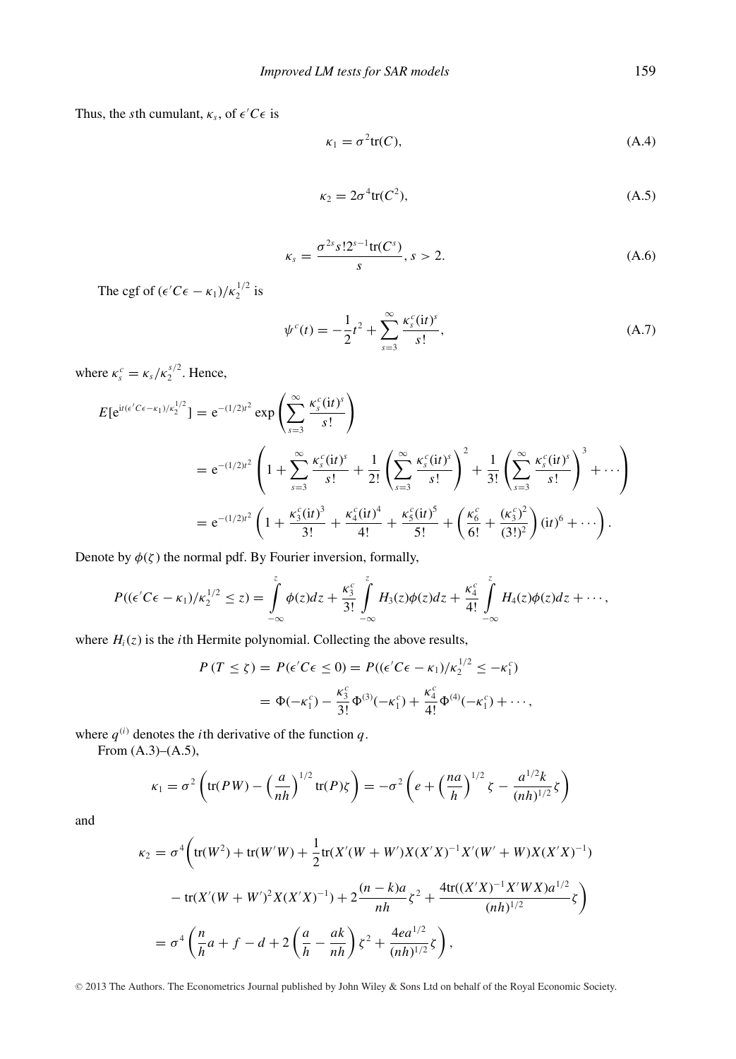Thus, the $s$th cumulant, $\kappa_s$, of $\epsilon' C \epsilon$ is

$$\kappa_1 = \sigma^2 \mathrm{tr}(C), \tag{A.4}$$

$$\kappa_2 = 2\sigma^4 \mathrm{tr}(C^2), \tag{A.5}$$

$$\kappa_s = \frac{\sigma^{2s} s! 2^{s-1} \mathrm{tr}(C^s)}{s}, s > 2. \tag{A.6}$$

The cgf of $(\epsilon' C \epsilon - \kappa_1)/\kappa_2^{1/2}$ is

$$\psi^c(t) = -\frac{1}{2}t^2 + \sum_{s=3}^{\infty} \frac{\kappa_s^c (\mathrm{i}t)^s}{s!}, \tag{A.7}$$

where $\kappa_s^c = \kappa_s / \kappa_2^{s/2}$. Hence,

$$\begin{aligned}
E[\mathrm{e}^{\mathrm{i}t(\epsilon' C\epsilon - \kappa_1)/\kappa_2^{1/2}}] &= \mathrm{e}^{-(1/2)t^2} \exp\left(\sum_{s=3}^{\infty} \frac{\kappa_s^c (\mathrm{i}t)^s}{s!}\right) \\
&= \mathrm{e}^{-(1/2)t^2} \left(1 + \sum_{s=3}^{\infty} \frac{\kappa_s^c (\mathrm{i}t)^s}{s!} + \frac{1}{2!}\left(\sum_{s=3}^{\infty} \frac{\kappa_s^c (\mathrm{i}t)^s}{s!}\right)^2 + \frac{1}{3!}\left(\sum_{s=3}^{\infty} \frac{\kappa_s^c (\mathrm{i}t)^s}{s!}\right)^3 + \cdots\right) \\
&= \mathrm{e}^{-(1/2)t^2} \left(1 + \frac{\kappa_3^c (\mathrm{i}t)^3}{3!} + \frac{\kappa_4^c (\mathrm{i}t)^4}{4!} + \frac{\kappa_5^c (\mathrm{i}t)^5}{5!} + \left(\frac{\kappa_6^c}{6!} + \frac{(\kappa_3^c)^2}{(3!)^2}\right)(\mathrm{i}t)^6 + \cdots\right).
\end{aligned}$$

Denote by $\phi(\zeta)$ the normal pdf. By Fourier inversion, formally,

$$P((\epsilon' C\epsilon - \kappa_1)/\kappa_2^{1/2} \le z) = \int_{-\infty}^{z} \phi(z) dz + \frac{\kappa_3^c}{3!} \int_{-\infty}^{z} H_3(z)\phi(z) dz + \frac{\kappa_4^c}{4!} \int_{-\infty}^{z} H_4(z)\phi(z) dz + \cdots,$$

where $H_i(z)$ is the $i$th Hermite polynomial. Collecting the above results,

$$\begin{aligned}
P(T \le \zeta) &= P(\epsilon' C\epsilon \le 0) = P((\epsilon' C\epsilon - \kappa_1)/\kappa_2^{1/2} \le -\kappa_1^c) \\
&= \Phi(-\kappa_1^c) - \frac{\kappa_3^c}{3!}\Phi^{(3)}(-\kappa_1^c) + \frac{\kappa_4^c}{4!}\Phi^{(4)}(-\kappa_1^c) + \cdots,
\end{aligned}$$

where $q^{(i)}$ denotes the $i$th derivative of the function $q$.

From (A.3)–(A.5),

$$\kappa_1 = \sigma^2\left(\mathrm{tr}(PW) - \left(\frac{a}{nh}\right)^{1/2} \mathrm{tr}(P)\zeta\right) = -\sigma^2\left(e + \left(\frac{na}{h}\right)^{1/2}\zeta - \frac{a^{1/2}k}{(nh)^{1/2}}\zeta\right)$$

and

$$\begin{aligned}
\kappa_2 &= \sigma^4\bigg(\mathrm{tr}(W^2) + \mathrm{tr}(W'W) + \frac{1}{2}\mathrm{tr}(X'(W+W')X(X'X)^{-1}X'(W'+W)X(X'X)^{-1}) \\
&\quad - \mathrm{tr}(X'(W+W')^2 X(X'X)^{-1}) + 2\frac{(n-k)a}{nh}\zeta^2 + \frac{4\mathrm{tr}((X'X)^{-1}X'WX)a^{1/2}}{(nh)^{1/2}}\zeta\bigg) \\
&= \sigma^4\left(\frac{n}{h}a + f - d + 2\left(\frac{a}{h} - \frac{ak}{nh}\right)\zeta^2 + \frac{4ea^{1/2}}{(nh)^{1/2}}\zeta\right),
\end{aligned}$$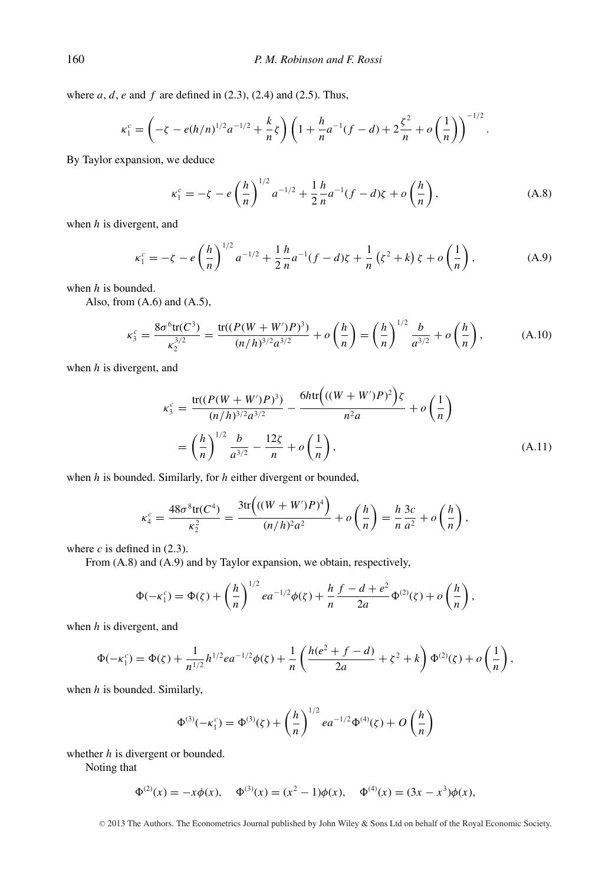where $a$, $d$, $e$ and $f$ are defined in (2.3), (2.4) and (2.5). Thus,

$$\kappa_1^c = \left(-\zeta - e(h/n)^{1/2}a^{-1/2} + \frac{k}{n}\zeta\right)\left(1 + \frac{h}{n}a^{-1}(f-d) + 2\frac{\zeta^2}{n} + o\left(\frac{1}{n}\right)\right)^{-1/2}.$$

By Taylor expansion, we deduce

$$\kappa_1^c = -\zeta - e\left(\frac{h}{n}\right)^{1/2}a^{-1/2} + \frac{1}{2}\frac{h}{n}a^{-1}(f-d)\zeta + o\left(\frac{h}{n}\right), \tag{A.8}$$

when $h$ is divergent, and

$$\kappa_1^c = -\zeta - e\left(\frac{h}{n}\right)^{1/2}a^{-1/2} + \frac{1}{2}\frac{h}{n}a^{-1}(f-d)\zeta + \frac{1}{n}\left(\zeta^2 + k\right)\zeta + o\left(\frac{1}{n}\right), \tag{A.9}$$

when $h$ is bounded.

Also, from (A.6) and (A.5),

$$\kappa_3^c = \frac{8\sigma^6 \mathrm{tr}(C^3)}{\kappa_2^{3/2}} = \frac{\mathrm{tr}((P(W+W')P)^3)}{(n/h)^{3/2}a^{3/2}} + o\left(\frac{h}{n}\right) = \left(\frac{h}{n}\right)^{1/2}\frac{b}{a^{3/2}} + o\left(\frac{h}{n}\right), \tag{A.10}$$

when $h$ is divergent, and

$$\begin{aligned}
\kappa_3^c &= \frac{\mathrm{tr}((P(W+W')P)^3)}{(n/h)^{3/2}a^{3/2}} - \frac{6h\mathrm{tr}\Big(((W+W')P)^2\Big)\zeta}{n^2 a} + o\left(\frac{1}{n}\right) \\
&= \left(\frac{h}{n}\right)^{1/2}\frac{b}{a^{3/2}} - \frac{12\zeta}{n} + o\left(\frac{1}{n}\right),
\end{aligned} \tag{A.11}$$

when $h$ is bounded. Similarly, for $h$ either divergent or bounded,

$$\kappa_4^c = \frac{48\sigma^8 \mathrm{tr}(C^4)}{\kappa_2^2} = \frac{3\mathrm{tr}\Big(((W+W')P)^4\Big)}{(n/h)^2 a^2} + o\left(\frac{h}{n}\right) = \frac{h}{n}\frac{3c}{a^2} + o\left(\frac{h}{n}\right),$$

where $c$ is defined in (2.3).

From (A.8) and (A.9) and by Taylor expansion, we obtain, respectively,

$$\Phi(-\kappa_1^c) = \Phi(\zeta) + \left(\frac{h}{n}\right)^{1/2} e a^{-1/2}\phi(\zeta) + \frac{h}{n}\frac{f-d+e^2}{2a}\Phi^{(2)}(\zeta) + o\left(\frac{h}{n}\right),$$

when $h$ is divergent, and

$$\Phi(-\kappa_1^c) = \Phi(\zeta) + \frac{1}{n^{1/2}}h^{1/2}ea^{-1/2}\phi(\zeta) + \frac{1}{n}\left(\frac{h(e^2+f-d)}{2a} + \zeta^2 + k\right)\Phi^{(2)}(\zeta) + o\left(\frac{1}{n}\right),$$

when $h$ is bounded. Similarly,

$$\Phi^{(3)}(-\kappa_1^c) = \Phi^{(3)}(\zeta) + \left(\frac{h}{n}\right)^{1/2} e a^{-1/2}\Phi^{(4)}(\zeta) + O\left(\frac{h}{n}\right)$$

whether $h$ is divergent or bounded.

Noting that

$$\Phi^{(2)}(x) = -x\phi(x), \quad \Phi^{(3)}(x) = (x^2-1)\phi(x), \quad \Phi^{(4)}(x) = (3x - x^3)\phi(x),$$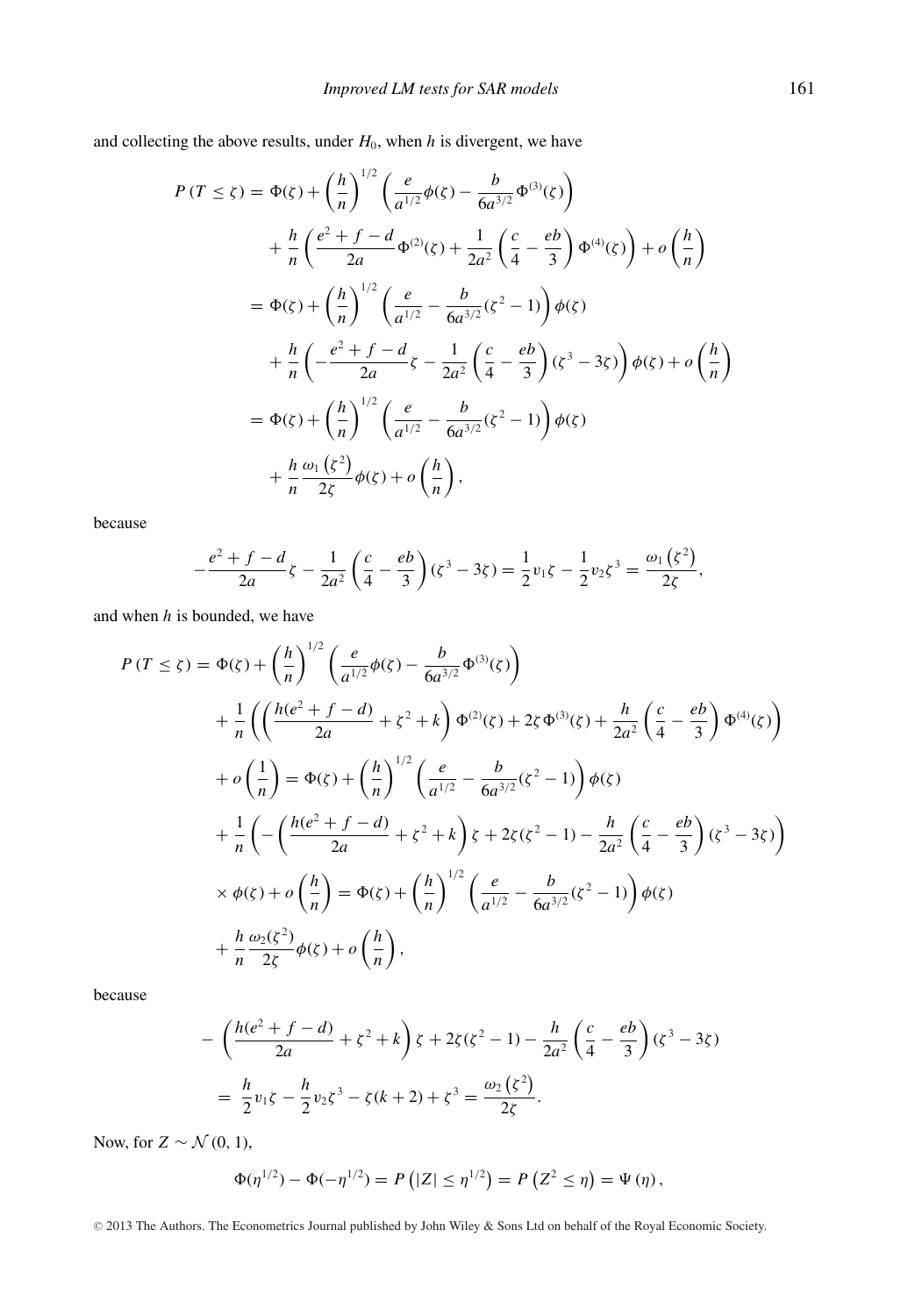and collecting the above results, under $H_0$, when $h$ is divergent, we have

$$
\begin{aligned}
P(T \leq \zeta) &= \Phi(\zeta) + \left(\frac{h}{n}\right)^{1/2}\left(\frac{e}{a^{1/2}}\phi(\zeta) - \frac{b}{6a^{3/2}}\Phi^{(3)}(\zeta)\right) \\
&\quad + \frac{h}{n}\left(\frac{e^2+f-d}{2a}\Phi^{(2)}(\zeta) + \frac{1}{2a^2}\left(\frac{c}{4} - \frac{eb}{3}\right)\Phi^{(4)}(\zeta)\right) + o\left(\frac{h}{n}\right) \\
&= \Phi(\zeta) + \left(\frac{h}{n}\right)^{1/2}\left(\frac{e}{a^{1/2}} - \frac{b}{6a^{3/2}}(\zeta^2 - 1)\right)\phi(\zeta) \\
&\quad + \frac{h}{n}\left(-\frac{e^2+f-d}{2a}\zeta - \frac{1}{2a^2}\left(\frac{c}{4} - \frac{eb}{3}\right)(\zeta^3 - 3\zeta)\right)\phi(\zeta) + o\left(\frac{h}{n}\right) \\
&= \Phi(\zeta) + \left(\frac{h}{n}\right)^{1/2}\left(\frac{e}{a^{1/2}} - \frac{b}{6a^{3/2}}(\zeta^2 - 1)\right)\phi(\zeta) \\
&\quad + \frac{h}{n}\frac{\omega_1\left(\zeta^2\right)}{2\zeta}\phi(\zeta) + o\left(\frac{h}{n}\right),
\end{aligned}
$$

because

$$
-\frac{e^2+f-d}{2a}\zeta - \frac{1}{2a^2}\left(\frac{c}{4} - \frac{eb}{3}\right)(\zeta^3 - 3\zeta) = \frac{1}{2}v_1\zeta - \frac{1}{2}v_2\zeta^3 = \frac{\omega_1\left(\zeta^2\right)}{2\zeta},
$$

and when $h$ is bounded, we have

$$
\begin{aligned}
P(T \leq \zeta) &= \Phi(\zeta) + \left(\frac{h}{n}\right)^{1/2}\left(\frac{e}{a^{1/2}}\phi(\zeta) - \frac{b}{6a^{3/2}}\Phi^{(3)}(\zeta)\right) \\
&\quad + \frac{1}{n}\left(\left(\frac{h(e^2+f-d)}{2a} + \zeta^2 + k\right)\Phi^{(2)}(\zeta) + 2\zeta\Phi^{(3)}(\zeta) + \frac{h}{2a^2}\left(\frac{c}{4} - \frac{eb}{3}\right)\Phi^{(4)}(\zeta)\right) \\
&\quad + o\left(\frac{1}{n}\right) = \Phi(\zeta) + \left(\frac{h}{n}\right)^{1/2}\left(\frac{e}{a^{1/2}} - \frac{b}{6a^{3/2}}(\zeta^2 - 1)\right)\phi(\zeta) \\
&\quad + \frac{1}{n}\left(-\left(\frac{h(e^2+f-d)}{2a} + \zeta^2 + k\right)\zeta + 2\zeta(\zeta^2 - 1) - \frac{h}{2a^2}\left(\frac{c}{4} - \frac{eb}{3}\right)(\zeta^3 - 3\zeta)\right) \\
&\quad \times \phi(\zeta) + o\left(\frac{h}{n}\right) = \Phi(\zeta) + \left(\frac{h}{n}\right)^{1/2}\left(\frac{e}{a^{1/2}} - \frac{b}{6a^{3/2}}(\zeta^2 - 1)\right)\phi(\zeta) \\
&\quad + \frac{h}{n}\frac{\omega_2(\zeta^2)}{2\zeta}\phi(\zeta) + o\left(\frac{h}{n}\right),
\end{aligned}
$$

because

$$
\begin{aligned}
&-\left(\frac{h(e^2+f-d)}{2a} + \zeta^2 + k\right)\zeta + 2\zeta(\zeta^2 - 1) - \frac{h}{2a^2}\left(\frac{c}{4} - \frac{eb}{3}\right)(\zeta^3 - 3\zeta) \\
&= \frac{h}{2}v_1\zeta - \frac{h}{2}v_2\zeta^3 - \zeta(k+2) + \zeta^3 = \frac{\omega_2\left(\zeta^2\right)}{2\zeta}.
\end{aligned}
$$

Now, for $Z \sim \mathcal{N}(0, 1)$,

$$
\Phi(\eta^{1/2}) - \Phi(-\eta^{1/2}) = P\left(|Z| \leq \eta^{1/2}\right) = P\left(Z^2 \leq \eta\right) = \Psi(\eta),
$$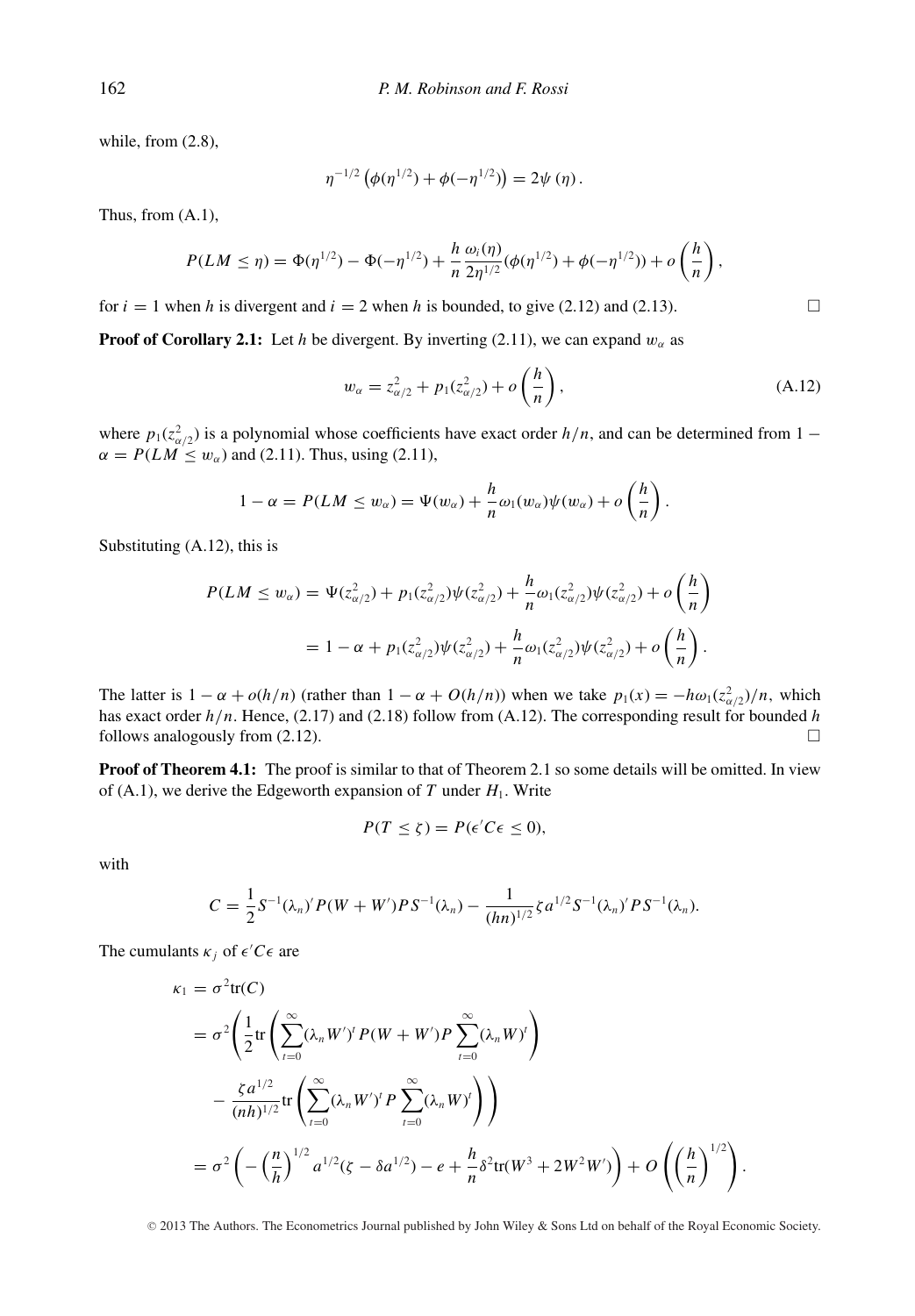while, from (2.8),

$$\eta^{-1/2}\left(\phi(\eta^{1/2})+\phi(-\eta^{1/2})\right)=2\psi\left(\eta\right).$$

Thus, from (A.1),

$$P(LM\leq\eta)=\Phi(\eta^{1/2})-\Phi(-\eta^{1/2})+\frac{h}{n}\frac{\omega_i(\eta)}{2\eta^{1/2}}(\phi(\eta^{1/2})+\phi(-\eta^{1/2}))+o\left(\frac{h}{n}\right),$$

for $i=1$ when $h$ is divergent and $i=2$ when $h$ is bounded, to give (2.12) and (2.13). □

**Proof of Corollary 2.1:** Let $h$ be divergent. By inverting (2.11), we can expand $w_\alpha$ as

$$w_\alpha=z^2_{\alpha/2}+p_1(z^2_{\alpha/2})+o\left(\frac{h}{n}\right), \tag{A.12}$$

where $p_1(z^2_{\alpha/2})$ is a polynomial whose coefficients have exact order $h/n$, and can be determined from $1-\alpha=P(LM\leq w_\alpha)$ and (2.11). Thus, using (2.11),

$$1-\alpha=P(LM\leq w_\alpha)=\Psi(w_\alpha)+\frac{h}{n}\omega_1(w_\alpha)\psi(w_\alpha)+o\left(\frac{h}{n}\right).$$

Substituting (A.12), this is

$$\begin{aligned}P(LM\leq w_\alpha)&=\Psi(z^2_{\alpha/2})+p_1(z^2_{\alpha/2})\psi(z^2_{\alpha/2})+\frac{h}{n}\omega_1(z^2_{\alpha/2})\psi(z^2_{\alpha/2})+o\left(\frac{h}{n}\right)\\&=1-\alpha+p_1(z^2_{\alpha/2})\psi(z^2_{\alpha/2})+\frac{h}{n}\omega_1(z^2_{\alpha/2})\psi(z^2_{\alpha/2})+o\left(\frac{h}{n}\right).\end{aligned}$$

The latter is $1-\alpha+o(h/n)$ (rather than $1-\alpha+O(h/n)$) when we take $p_1(x)=-h\omega_1(z^2_{\alpha/2})/n$, which has exact order $h/n$. Hence, (2.17) and (2.18) follow from (A.12). The corresponding result for bounded $h$ follows analogously from (2.12). □

**Proof of Theorem 4.1:** The proof is similar to that of Theorem 2.1 so some details will be omitted. In view of (A.1), we derive the Edgeworth expansion of $T$ under $H_1$. Write

$$P(T\leq\zeta)=P(\epsilon' C\epsilon\leq 0),$$

with

$$C=\frac{1}{2}S^{-1}(\lambda_n)'P(W+W')PS^{-1}(\lambda_n)-\frac{1}{(hn)^{1/2}}\zeta a^{1/2}S^{-1}(\lambda_n)'PS^{-1}(\lambda_n).$$

The cumulants $\kappa_j$ of $\epsilon' C\epsilon$ are

$$\begin{aligned}\kappa_1&=\sigma^2\mathrm{tr}(C)\\&=\sigma^2\Bigg(\frac{1}{2}\mathrm{tr}\left(\sum_{t=0}^{\infty}(\lambda_n W')^t P(W+W')P\sum_{t=0}^{\infty}(\lambda_n W)^t\right)\\&\quad-\frac{\zeta a^{1/2}}{(nh)^{1/2}}\mathrm{tr}\left(\sum_{t=0}^{\infty}(\lambda_n W')^t P\sum_{t=0}^{\infty}(\lambda_n W)^t\right)\Bigg)\\&=\sigma^2\left(-\left(\frac{n}{h}\right)^{1/2}a^{1/2}(\zeta-\delta a^{1/2})-e+\frac{h}{n}\delta^2\mathrm{tr}(W^3+2W^2W')\right)+O\left(\left(\frac{h}{n}\right)^{1/2}\right).\end{aligned}$$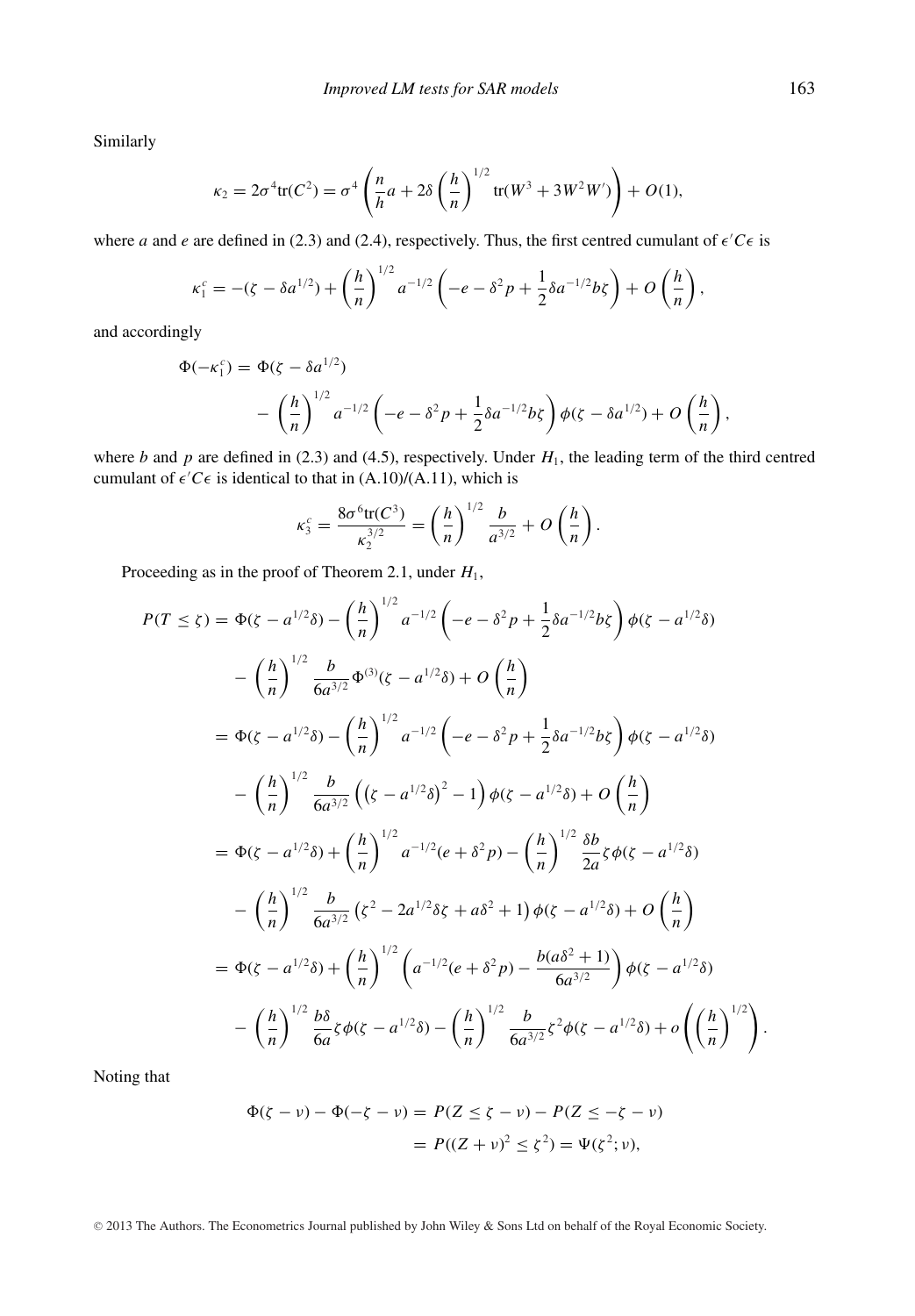Similarly

$$\kappa_2 = 2\sigma^4 \text{tr}(C^2) = \sigma^4 \left( \frac{n}{h} a + 2\delta \left( \frac{h}{n} \right)^{1/2} \text{tr}(W^3 + 3W^2W') \right) + O(1),$$

where $a$ and $e$ are defined in (2.3) and (2.4), respectively. Thus, the first centred cumulant of $\epsilon' C \epsilon$ is

$$\kappa_1^c = -(\zeta - \delta a^{1/2}) + \left( \frac{h}{n} \right)^{1/2} a^{-1/2} \left( -e - \delta^2 p + \frac{1}{2} \delta a^{-1/2} b \zeta \right) + O\left( \frac{h}{n} \right),$$

and accordingly

$$\begin{aligned}
\Phi(-\kappa_1^c) &= \Phi(\zeta - \delta a^{1/2}) \\
&\quad - \left( \frac{h}{n} \right)^{1/2} a^{-1/2} \left( -e - \delta^2 p + \frac{1}{2} \delta a^{-1/2} b \zeta \right) \phi(\zeta - \delta a^{1/2}) + O\left( \frac{h}{n} \right),
\end{aligned}$$

where $b$ and $p$ are defined in (2.3) and (4.5), respectively. Under $H_1$, the leading term of the third centred cumulant of $\epsilon' C \epsilon$ is identical to that in (A.10)/(A.11), which is

$$\kappa_3^c = \frac{8\sigma^6 \text{tr}(C^3)}{\kappa_2^{3/2}} = \left( \frac{h}{n} \right)^{1/2} \frac{b}{a^{3/2}} + O\left( \frac{h}{n} \right).$$

Proceeding as in the proof of Theorem 2.1, under $H_1$,

$$\begin{aligned}
P(T \le \zeta) &= \Phi(\zeta - a^{1/2}\delta) - \left( \frac{h}{n} \right)^{1/2} a^{-1/2} \left( -e - \delta^2 p + \frac{1}{2} \delta a^{-1/2} b \zeta \right) \phi(\zeta - a^{1/2}\delta) \\
&\quad - \left( \frac{h}{n} \right)^{1/2} \frac{b}{6a^{3/2}} \Phi^{(3)}(\zeta - a^{1/2}\delta) + O\left( \frac{h}{n} \right) \\
&= \Phi(\zeta - a^{1/2}\delta) - \left( \frac{h}{n} \right)^{1/2} a^{-1/2} \left( -e - \delta^2 p + \frac{1}{2} \delta a^{-1/2} b \zeta \right) \phi(\zeta - a^{1/2}\delta) \\
&\quad - \left( \frac{h}{n} \right)^{1/2} \frac{b}{6a^{3/2}} \left( \left( \zeta - a^{1/2}\delta \right)^2 - 1 \right) \phi(\zeta - a^{1/2}\delta) + O\left( \frac{h}{n} \right) \\
&= \Phi(\zeta - a^{1/2}\delta) + \left( \frac{h}{n} \right)^{1/2} a^{-1/2} (e + \delta^2 p) - \left( \frac{h}{n} \right)^{1/2} \frac{\delta b}{2a} \zeta \phi(\zeta - a^{1/2}\delta) \\
&\quad - \left( \frac{h}{n} \right)^{1/2} \frac{b}{6a^{3/2}} \left( \zeta^2 - 2a^{1/2}\delta\zeta + a\delta^2 + 1 \right) \phi(\zeta - a^{1/2}\delta) + O\left( \frac{h}{n} \right) \\
&= \Phi(\zeta - a^{1/2}\delta) + \left( \frac{h}{n} \right)^{1/2} \left( a^{-1/2}(e + \delta^2 p) - \frac{b(a\delta^2 + 1)}{6a^{3/2}} \right) \phi(\zeta - a^{1/2}\delta) \\
&\quad - \left( \frac{h}{n} \right)^{1/2} \frac{b\delta}{6a} \zeta \phi(\zeta - a^{1/2}\delta) - \left( \frac{h}{n} \right)^{1/2} \frac{b}{6a^{3/2}} \zeta^2 \phi(\zeta - a^{1/2}\delta) + o\left( \left( \frac{h}{n} \right)^{1/2} \right).
\end{aligned}$$

Noting that

$$\begin{aligned}
\Phi(\zeta - \nu) - \Phi(-\zeta - \nu) &= P(Z \le \zeta - \nu) - P(Z \le -\zeta - \nu) \\
&= P((Z + \nu)^2 \le \zeta^2) = \Psi(\zeta^2; \nu),
\end{aligned}$$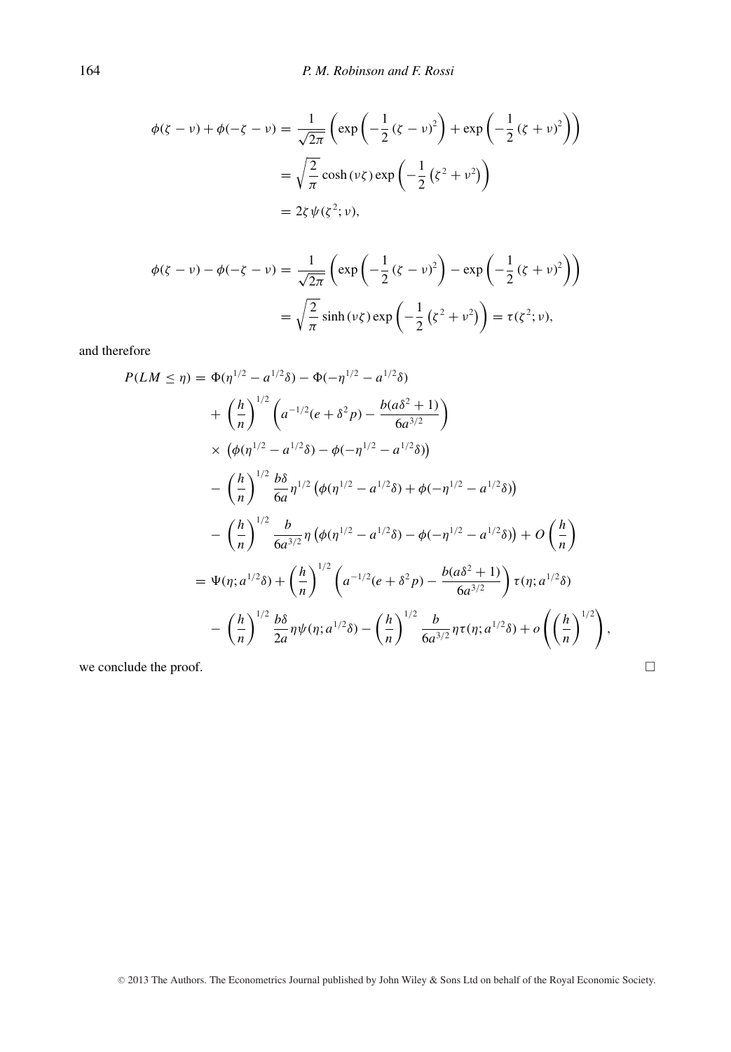$$
\begin{aligned}
\phi(\zeta-\nu)+\phi(-\zeta-\nu) &= \frac{1}{\sqrt{2\pi}}\left(\exp\left(-\frac{1}{2}(\zeta-\nu)^2\right)+\exp\left(-\frac{1}{2}(\zeta+\nu)^2\right)\right) \\
&= \sqrt{\frac{2}{\pi}}\cosh(\nu\zeta)\exp\left(-\frac{1}{2}\left(\zeta^2+\nu^2\right)\right) \\
&= 2\zeta\,\psi(\zeta^2;\nu),
\end{aligned}
$$

$$
\begin{aligned}
\phi(\zeta-\nu)-\phi(-\zeta-\nu) &= \frac{1}{\sqrt{2\pi}}\left(\exp\left(-\frac{1}{2}(\zeta-\nu)^2\right)-\exp\left(-\frac{1}{2}(\zeta+\nu)^2\right)\right) \\
&= \sqrt{\frac{2}{\pi}}\sinh(\nu\zeta)\exp\left(-\frac{1}{2}\left(\zeta^2+\nu^2\right)\right) = \tau(\zeta^2;\nu),
\end{aligned}
$$

and therefore

$$
\begin{aligned}
P(LM \le \eta) &= \Phi(\eta^{1/2}-a^{1/2}\delta)-\Phi(-\eta^{1/2}-a^{1/2}\delta) \\
&\quad + \left(\frac{h}{n}\right)^{1/2}\left(a^{-1/2}(e+\delta^2 p)-\frac{b(a\delta^2+1)}{6a^{3/2}}\right) \\
&\quad \times \left(\phi(\eta^{1/2}-a^{1/2}\delta)-\phi(-\eta^{1/2}-a^{1/2}\delta)\right) \\
&\quad - \left(\frac{h}{n}\right)^{1/2}\frac{b\delta}{6a}\eta^{1/2}\left(\phi(\eta^{1/2}-a^{1/2}\delta)+\phi(-\eta^{1/2}-a^{1/2}\delta)\right) \\
&\quad - \left(\frac{h}{n}\right)^{1/2}\frac{b}{6a^{3/2}}\eta\left(\phi(\eta^{1/2}-a^{1/2}\delta)-\phi(-\eta^{1/2}-a^{1/2}\delta)\right)+O\left(\frac{h}{n}\right) \\
&= \Psi(\eta;a^{1/2}\delta)+\left(\frac{h}{n}\right)^{1/2}\left(a^{-1/2}(e+\delta^2 p)-\frac{b(a\delta^2+1)}{6a^{3/2}}\right)\tau(\eta;a^{1/2}\delta) \\
&\quad - \left(\frac{h}{n}\right)^{1/2}\frac{b\delta}{2a}\eta\psi(\eta;a^{1/2}\delta)-\left(\frac{h}{n}\right)^{1/2}\frac{b}{6a^{3/2}}\eta\tau(\eta;a^{1/2}\delta)+o\left(\left(\frac{h}{n}\right)^{1/2}\right),
\end{aligned}
$$

we conclude the proof. □